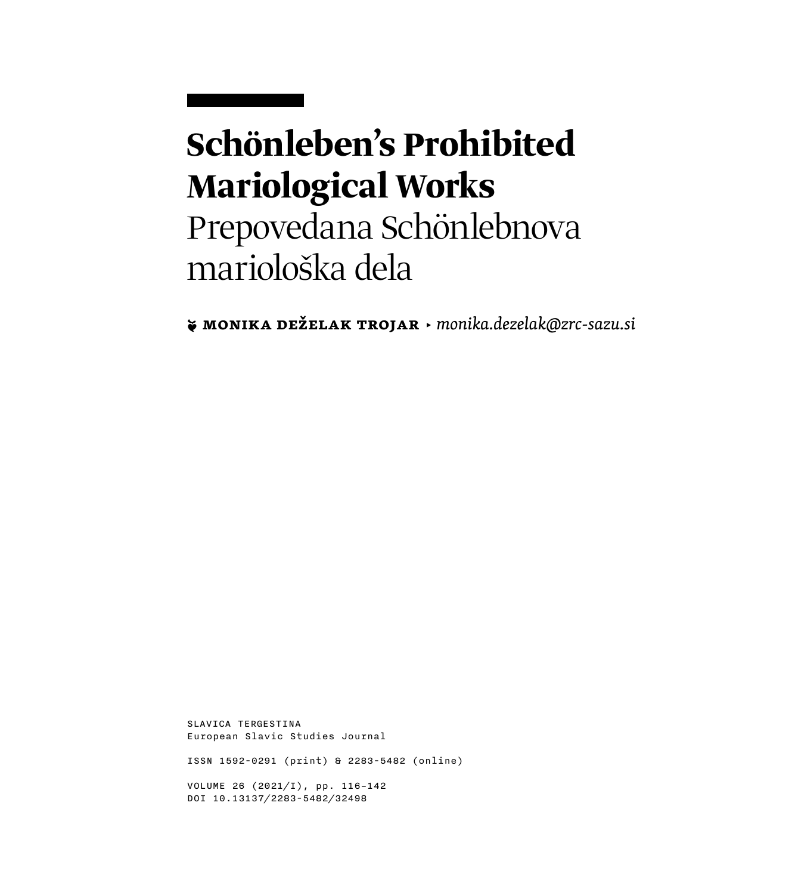# Schönleben's Prohibited Mariological Works

## Prepovedana Schönlebnova mariološka dela

**MONIKA DEŽELAK TROJAR** ▸ *monika.dezelak@zrc-sazu.si*

SLAVICA TERGESTINA
European Slavic Studies Journal

ISSN 1592-0291 (print) & 2283-5482 (online)

VOLUME 26 (2021/I), pp. 116–142
DOI 10.13137/2283-5482/32498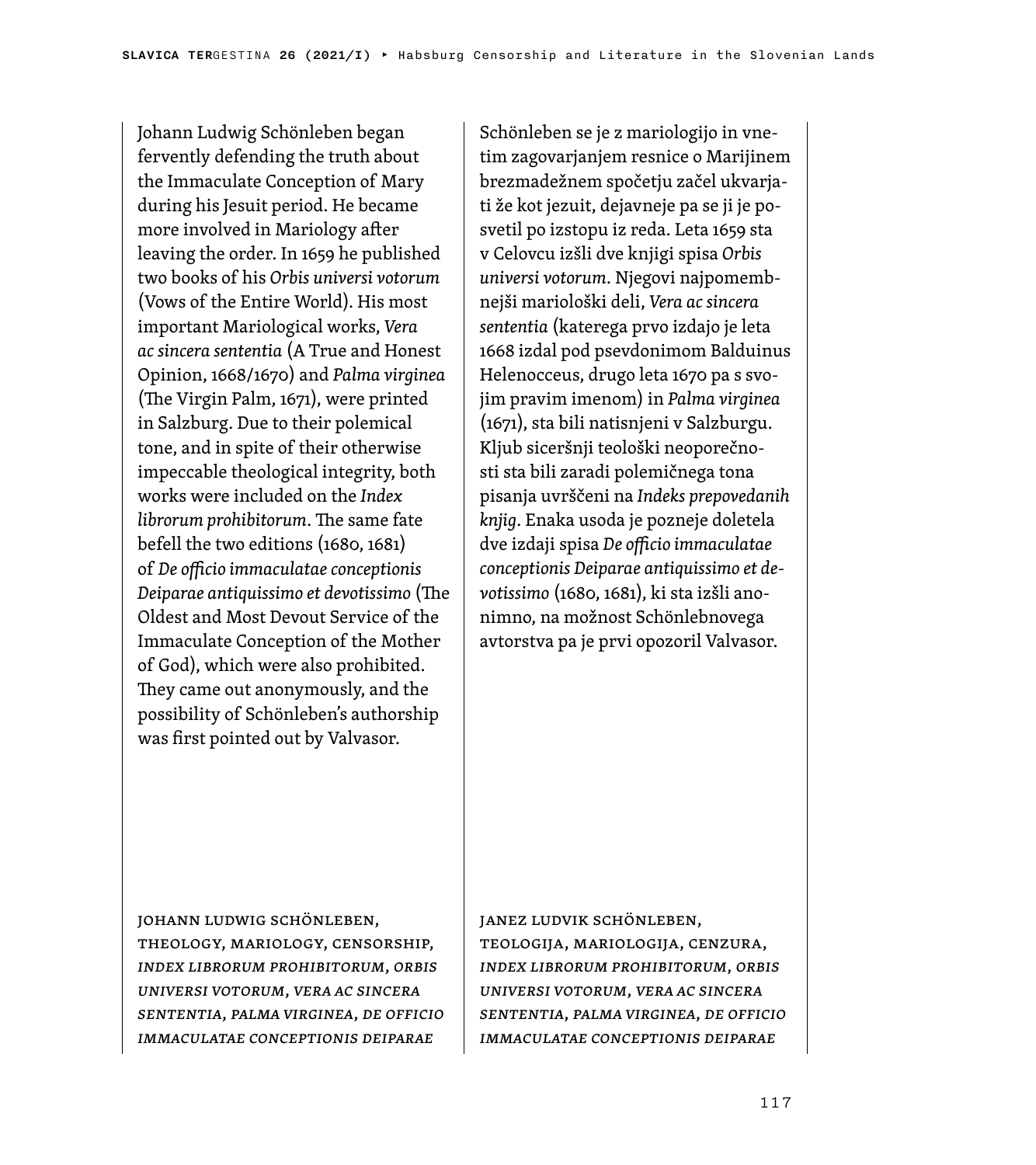Johann Ludwig Schönleben began fervently defending the truth about the Immaculate Conception of Mary during his Jesuit period. He became more involved in Mariology after leaving the order. In 1659 he published two books of his *Orbis universi votorum* (Vows of the Entire World). His most important Mariological works, *Vera ac sincera sententia* (A True and Honest Opinion, 1668/1670) and *Palma virginea* (The Virgin Palm, 1671), were printed in Salzburg. Due to their polemical tone, and in spite of their otherwise impeccable theological integrity, both works were included on the *Index librorum prohibitorum*. The same fate befell the two editions (1680, 1681) of *De officio immaculatae conceptionis Deiparae antiquissimo et devotissimo* (The Oldest and Most Devout Service of the Immaculate Conception of the Mother of God), which were also prohibited. They came out anonymously, and the possibility of Schönleben's authorship was first pointed out by Valvasor.

JOHANN LUDWIG SCHÖNLEBEN, THEOLOGY, MARIOLOGY, CENSORSHIP, *INDEX LIBRORUM PROHIBITORUM*, *ORBIS UNIVERSI VOTORUM*, *VERA AC SINCERA SENTENTIA*, *PALMA VIRGINEA*, *DE OFFICIO IMMACULATAE CONCEPTIONIS DEIPARAE*

Schönleben se je z mariologijo in vnetim zagovarjanjem resnice o Marijinem brezmadežnem spočetju začel ukvarjati že kot jezuit, dejavneje pa se ji je posvetil po izstopu iz reda. Leta 1659 sta v Celovcu izšli dve knjigi spisa *Orbis universi votorum*. Njegovi najpomembnejši mariološki deli, *Vera ac sincera sententia* (katerega prvo izdajo je leta 1668 izdal pod psevdonimom Balduinus Helenocceus, drugo leta 1670 pa s svojim pravim imenom) in *Palma virginea* (1671), sta bili natisnjeni v Salzburgu. Kljub siceršnji teološki neoporečnosti sta bili zaradi polemičnega tona pisanja uvrščeni na *Indeks prepovedanih knjig*. Enaka usoda je pozneje doletela dve izdaji spisa *De officio immaculatae conceptionis Deiparae antiquissimo et devotissimo* (1680, 1681), ki sta izšli anonimno, na možnost Schönlebnovega avtorstva pa je prvi opozoril Valvasor.

JANEZ LUDVIK SCHÖNLEBEN, TEOLOGIJA, MARIOLOGIJA, CENZURA, *INDEX LIBRORUM PROHIBITORUM*, *ORBIS UNIVERSI VOTORUM*, *VERA AC SINCERA SENTENTIA*, *PALMA VIRGINEA*, *DE OFFICIO IMMACULATAE CONCEPTIONIS DEIPARAE*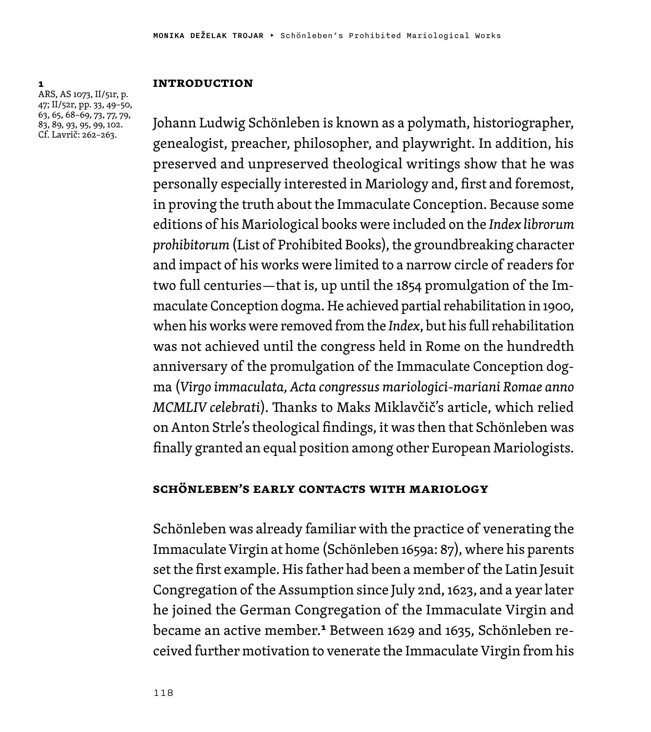## Introduction

Johann Ludwig Schönleben is known as a polymath, historiographer, genealogist, preacher, philosopher, and playwright. In addition, his preserved and unpreserved theological writings show that he was personally especially interested in Mariology and, first and foremost, in proving the truth about the Immaculate Conception. Because some editions of his Mariological books were included on the *Index librorum prohibitorum* (List of Prohibited Books), the groundbreaking character and impact of his works were limited to a narrow circle of readers for two full centuries—that is, up until the 1854 promulgation of the Immaculate Conception dogma. He achieved partial rehabilitation in 1900, when his works were removed from the *Index*, but his full rehabilitation was not achieved until the congress held in Rome on the hundredth anniversary of the promulgation of the Immaculate Conception dogma (*Virgo immaculata, Acta congressus mariologici-mariani Romae anno MCMLIV celebrati*). Thanks to Maks Miklavčič's article, which relied on Anton Strle's theological findings, it was then that Schönleben was finally granted an equal position among other European Mariologists.

## Schönleben's Early Contacts with Mariology

Schönleben was already familiar with the practice of venerating the Immaculate Virgin at home (Schönleben 1659a: 87), where his parents set the first example. His father had been a member of the Latin Jesuit Congregation of the Assumption since July 2nd, 1623, and a year later he joined the German Congregation of the Immaculate Virgin and became an active member.[1] Between 1629 and 1635, Schönleben received further motivation to venerate the Immaculate Virgin from his

[1] ARS, AS 1073, II/51r, p. 47; II/52r, pp. 33, 49–50, 63, 65, 68–69, 73, 77, 79, 83, 89, 93, 95, 99, 102. Cf. Lavrič: 262–263.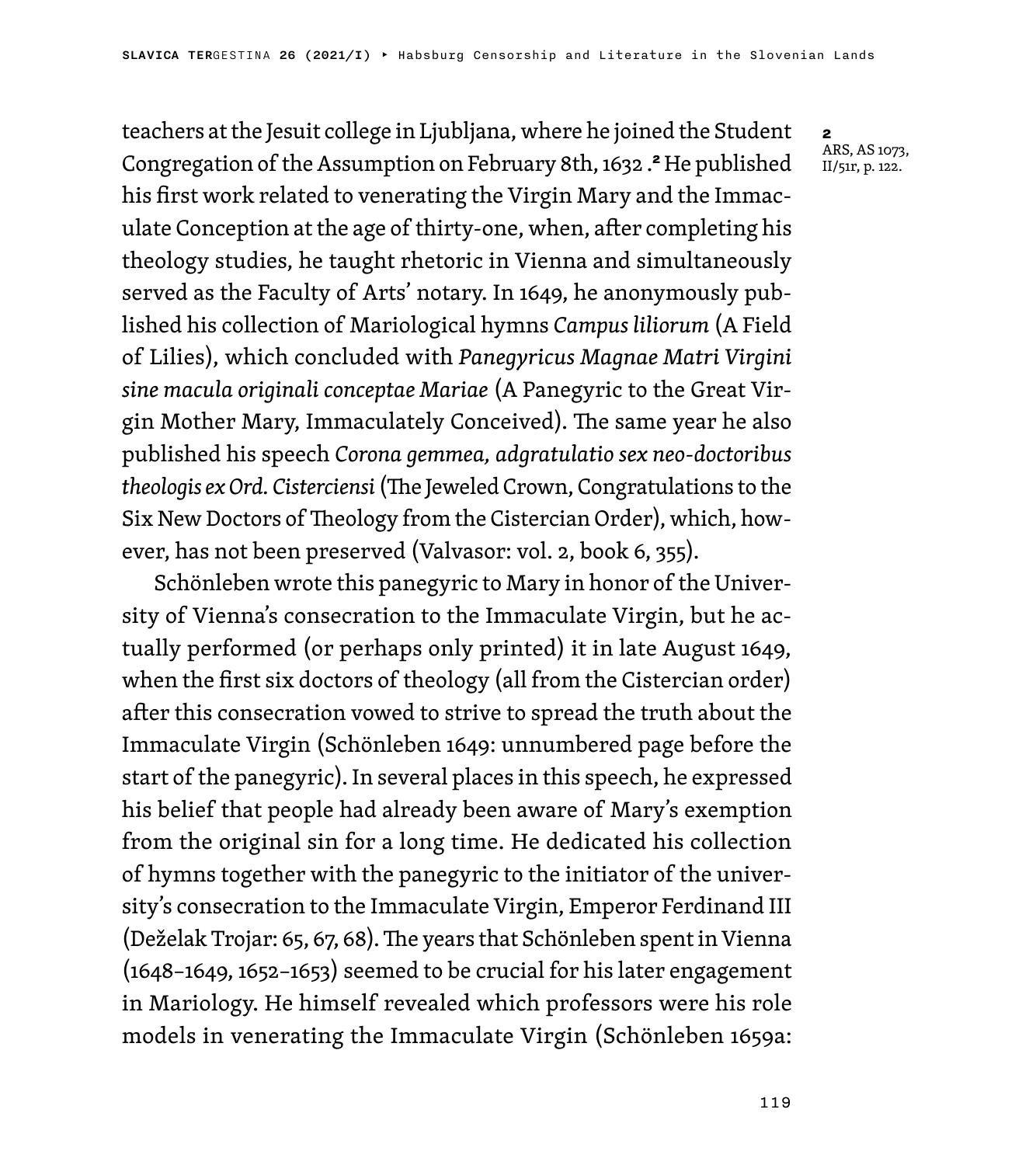teachers at the Jesuit college in Ljubljana, where he joined the Student Congregation of the Assumption on February 8th, 1632 .[2] He published his first work related to venerating the Virgin Mary and the Immaculate Conception at the age of thirty-one, when, after completing his theology studies, he taught rhetoric in Vienna and simultaneously served as the Faculty of Arts' notary. In 1649, he anonymously published his collection of Mariological hymns *Campus liliorum* (A Field of Lilies), which concluded with *Panegyricus Magnae Matri Virgini sine macula originali conceptae Mariae* (A Panegyric to the Great Virgin Mother Mary, Immaculately Conceived). The same year he also published his speech *Corona gemmea, adgratulatio sex neo-doctoribus theologis ex Ord. Cisterciensi* (The Jeweled Crown, Congratulations to the Six New Doctors of Theology from the Cistercian Order), which, however, has not been preserved (Valvasor: vol. 2, book 6, 355).

Schönleben wrote this panegyric to Mary in honor of the University of Vienna's consecration to the Immaculate Virgin, but he actually performed (or perhaps only printed) it in late August 1649, when the first six doctors of theology (all from the Cistercian order) after this consecration vowed to strive to spread the truth about the Immaculate Virgin (Schönleben 1649: unnumbered page before the start of the panegyric). In several places in this speech, he expressed his belief that people had already been aware of Mary's exemption from the original sin for a long time. He dedicated his collection of hymns together with the panegyric to the initiator of the university's consecration to the Immaculate Virgin, Emperor Ferdinand III (Deželak Trojar: 65, 67, 68). The years that Schönleben spent in Vienna (1648–1649, 1652–1653) seemed to be crucial for his later engagement in Mariology. He himself revealed which professors were his role models in venerating the Immaculate Virgin (Schönleben 1659a:

[2] ARS, AS 1073, II/51r, p. 122.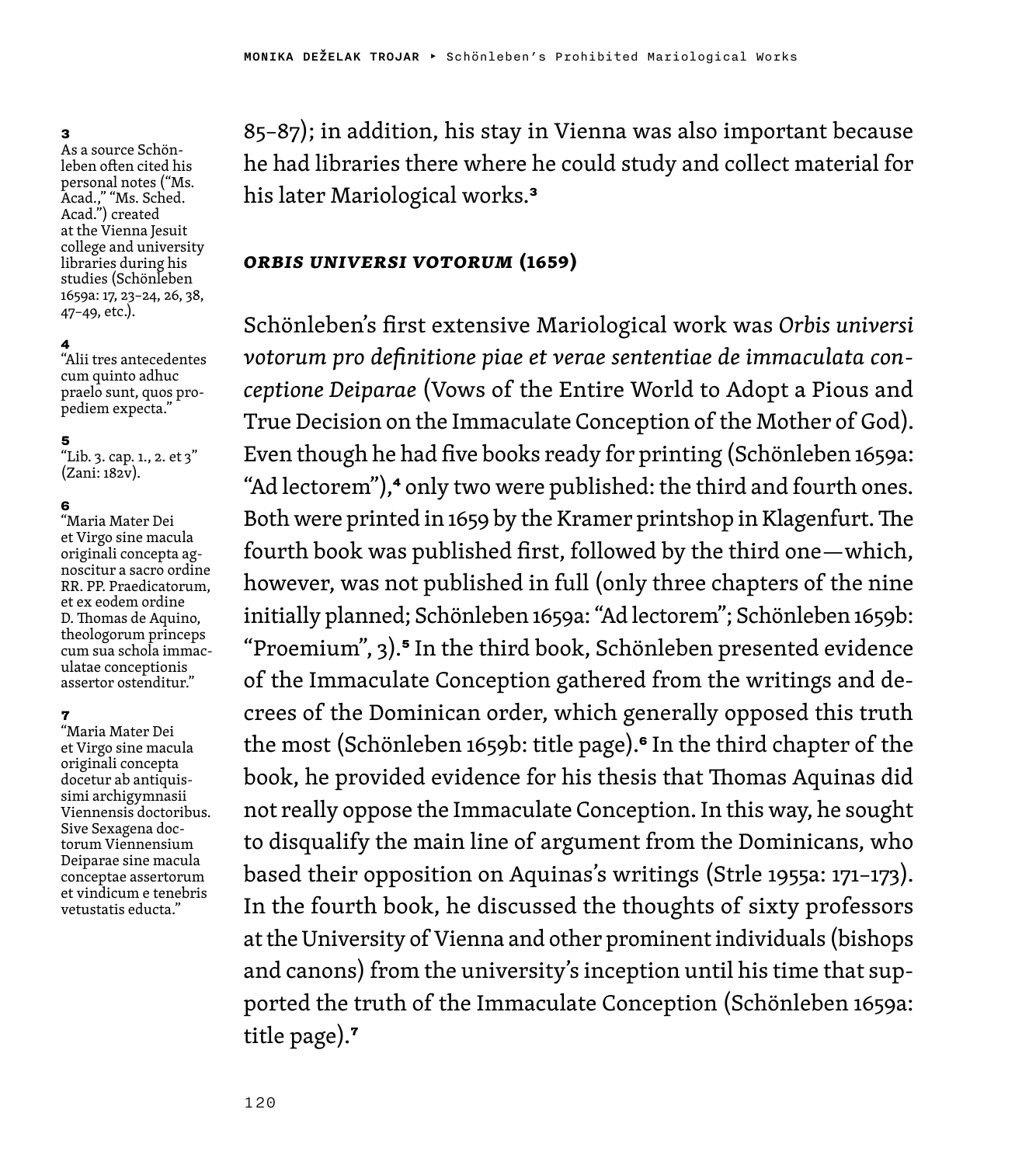85–87); in addition, his stay in Vienna was also important because he had libraries there where he could study and collect material for his later Mariological works.[3]

## *ORBIS UNIVERSI VOTORUM* (1659)

Schönleben's first extensive Mariological work was *Orbis universi votorum pro definitione piae et verae sententiae de immaculata conceptione Deiparae* (Vows of the Entire World to Adopt a Pious and True Decision on the Immaculate Conception of the Mother of God). Even though he had five books ready for printing (Schönleben 1659a: "Ad lectorem"),[4] only two were published: the third and fourth ones. Both were printed in 1659 by the Kramer printshop in Klagenfurt. The fourth book was published first, followed by the third one—which, however, was not published in full (only three chapters of the nine initially planned; Schönleben 1659a: "Ad lectorem"; Schönleben 1659b: "Proemium", 3).[5] In the third book, Schönleben presented evidence of the Immaculate Conception gathered from the writings and decrees of the Dominican order, which generally opposed this truth the most (Schönleben 1659b: title page).[6] In the third chapter of the book, he provided evidence for his thesis that Thomas Aquinas did not really oppose the Immaculate Conception. In this way, he sought to disqualify the main line of argument from the Dominicans, who based their opposition on Aquinas's writings (Strle 1955a: 171–173). In the fourth book, he discussed the thoughts of sixty professors at the University of Vienna and other prominent individuals (bishops and canons) from the university's inception until his time that supported the truth of the Immaculate Conception (Schönleben 1659a: title page).[7]

---

[3] As a source Schönleben often cited his personal notes ("Ms. Acad.," "Ms. Sched. Acad.") created at the Vienna Jesuit college and university libraries during his studies (Schönleben 1659a: 17, 23–24, 26, 38, 47–49, etc.).

[4] "Alii tres antecedentes cum quinto adhuc praelo sunt, quos propediem expecta."

[5] "Lib. 3. cap. 1., 2. et 3" (Zani: 182v).

[6] "Maria Mater Dei et Virgo sine macula originali concepta agnoscitur a sacro ordine RR. PP. Praedicatorum, et ex eodem ordine D. Thomas de Aquino, theologorum princeps cum sua schola immaculatae conceptionis assertor ostenditur."

[7] "Maria Mater Dei et Virgo sine macula originali concepta docetur ab antiquissimi archigymnasii Viennensis doctoribus. Sive Sexagena doctorum Viennensium Deiparae sine macula conceptae assertorum et vindicum e tenebris vetustatis educta."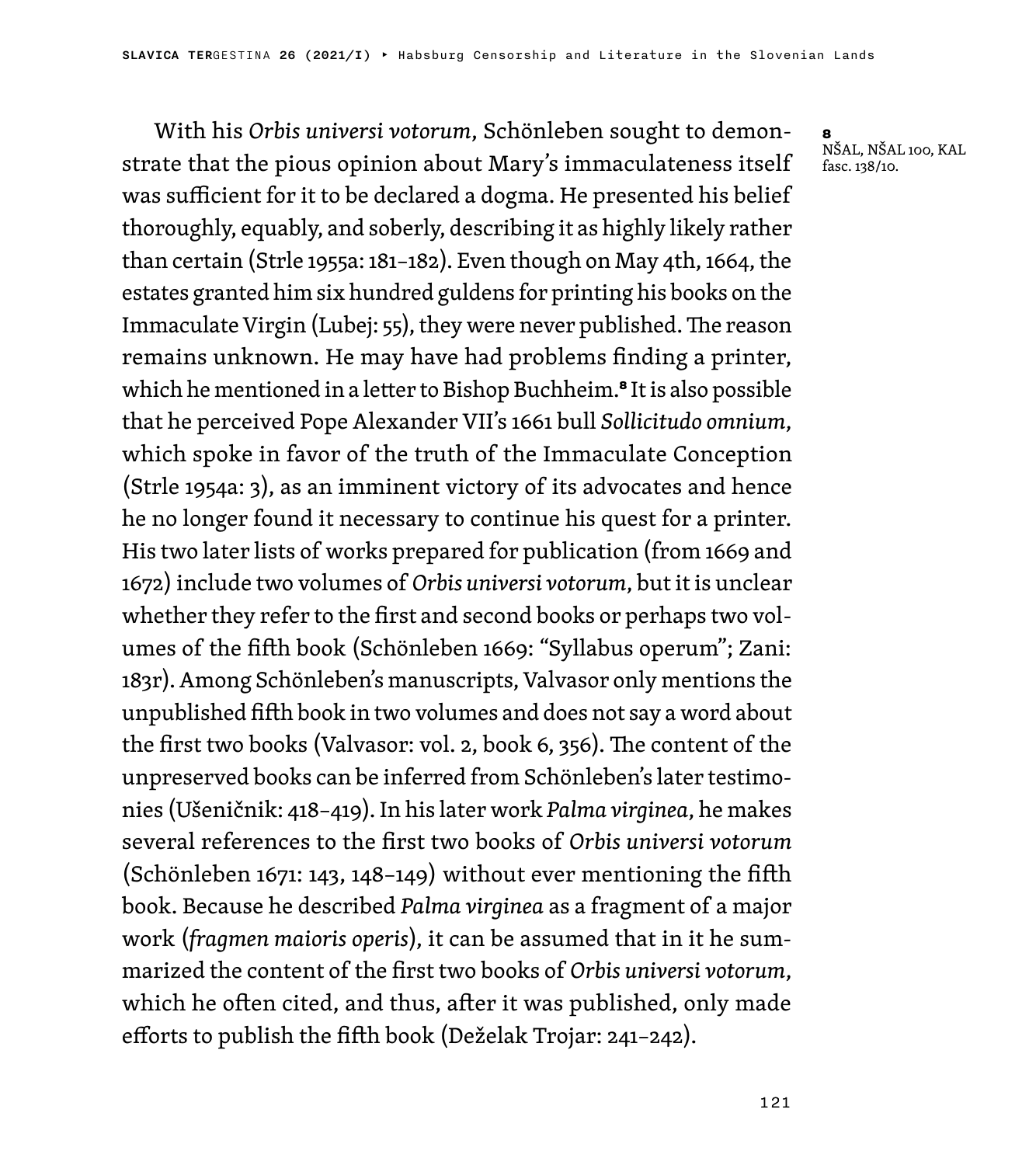With his *Orbis universi votorum*, Schönleben sought to demonstrate that the pious opinion about Mary's immaculateness itself was sufficient for it to be declared a dogma. He presented his belief thoroughly, equably, and soberly, describing it as highly likely rather than certain (Strle 1955a: 181–182). Even though on May 4th, 1664, the estates granted him six hundred guldens for printing his books on the Immaculate Virgin (Lubej: 55), they were never published. The reason remains unknown. He may have had problems finding a printer, which he mentioned in a letter to Bishop Buchheim.[8] It is also possible that he perceived Pope Alexander VII's 1661 bull *Sollicitudo omnium*, which spoke in favor of the truth of the Immaculate Conception (Strle 1954a: 3), as an imminent victory of its advocates and hence he no longer found it necessary to continue his quest for a printer. His two later lists of works prepared for publication (from 1669 and 1672) include two volumes of *Orbis universi votorum*, but it is unclear whether they refer to the first and second books or perhaps two volumes of the fifth book (Schönleben 1669: "Syllabus operum"; Zani: 183r). Among Schönleben's manuscripts, Valvasor only mentions the unpublished fifth book in two volumes and does not say a word about the first two books (Valvasor: vol. 2, book 6, 356). The content of the unpreserved books can be inferred from Schönleben's later testimonies (Ušeničnik: 418–419). In his later work *Palma virginea*, he makes several references to the first two books of *Orbis universi votorum* (Schönleben 1671: 143, 148–149) without ever mentioning the fifth book. Because he described *Palma virginea* as a fragment of a major work (*fragmen maioris operis*), it can be assumed that in it he summarized the content of the first two books of *Orbis universi votorum*, which he often cited, and thus, after it was published, only made efforts to publish the fifth book (Dežela​k Trojar: 241–242).

[8] NŠAL, NŠAL 100, KAL fasc. 138/10.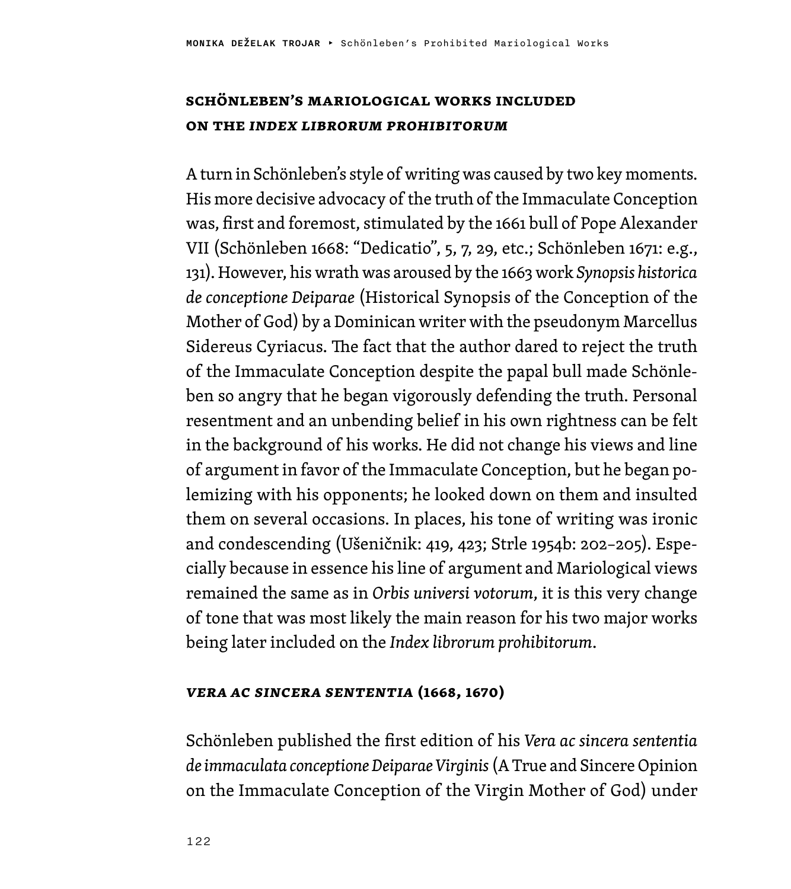## Schönleben's Mariological Works Included on the *Index Librorum Prohibitorum*

A turn in Schönleben's style of writing was caused by two key moments. His more decisive advocacy of the truth of the Immaculate Conception was, first and foremost, stimulated by the 1661 bull of Pope Alexander VII (Schönleben 1668: "Dedicatio", 5, 7, 29, etc.; Schönleben 1671: e.g., 131). However, his wrath was aroused by the 1663 work *Synopsis historica de conceptione Deiparae* (Historical Synopsis of the Conception of the Mother of God) by a Dominican writer with the pseudonym Marcellus Sidereus Cyriacus. The fact that the author dared to reject the truth of the Immaculate Conception despite the papal bull made Schönleben so angry that he began vigorously defending the truth. Personal resentment and an unbending belief in his own rightness can be felt in the background of his works. He did not change his views and line of argument in favor of the Immaculate Conception, but he began polemizing with his opponents; he looked down on them and insulted them on several occasions. In places, his tone of writing was ironic and condescending (Ušeničnik: 419, 423; Strle 1954b: 202–205). Especially because in essence his line of argument and Mariological views remained the same as in *Orbis universi votorum*, it is this very change of tone that was most likely the main reason for his two major works being later included on the *Index librorum prohibitorum*.

### *Vera ac sincera sententia* (1668, 1670)

Schönleben published the first edition of his *Vera ac sincera sententia de immaculata conceptione Deiparae Virginis* (A True and Sincere Opinion on the Immaculate Conception of the Virgin Mother of God) under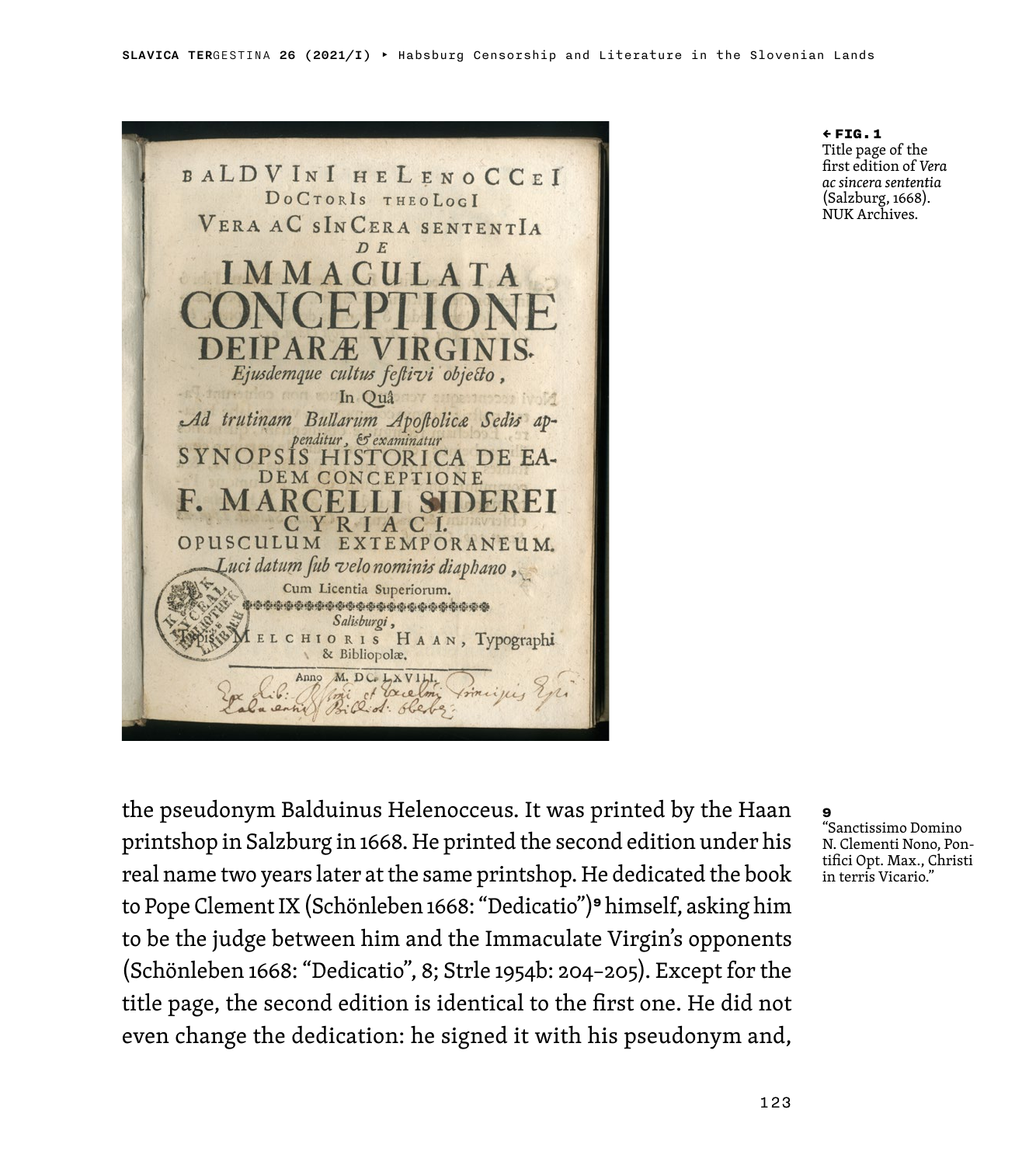← **FIG. 1**
Title page of the first edition of *Vera ac sincera sententia* (Salzburg, 1668). NUK Archives.

the pseudonym Balduinus Helenocceus. It was printed by the Haan printshop in Salzburg in 1668. He printed the second edition under his real name two years later at the same printshop. He dedicated the book to Pope Clement IX (Schönleben 1668: "Dedicatio")[9] himself, asking him to be the judge between him and the Immaculate Virgin's opponents (Schönleben 1668: "Dedicatio", 8; Strle 1954b: 204–205). Except for the title page, the second edition is identical to the first one. He did not even change the dedication: he signed it with his pseudonym and,

**9**
"Sanctissimo Domino N. Clementi Nono, Pontifici Opt. Max., Christi in terris Vicario."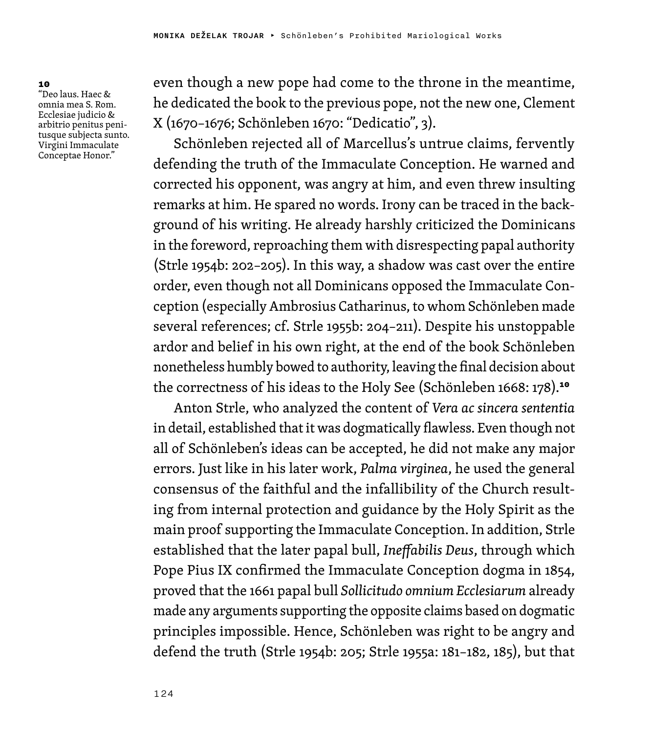even though a new pope had come to the throne in the meantime, he dedicated the book to the previous pope, not the new one, Clement X (1670–1676; Schönleben 1670: "Dedicatio", 3).

Schönleben rejected all of Marcellus's untrue claims, fervently defending the truth of the Immaculate Conception. He warned and corrected his opponent, was angry at him, and even threw insulting remarks at him. He spared no words. Irony can be traced in the background of his writing. He already harshly criticized the Dominicans in the foreword, reproaching them with disrespecting papal authority (Strle 1954b: 202–205). In this way, a shadow was cast over the entire order, even though not all Dominicans opposed the Immaculate Conception (especially Ambrosius Catharinus, to whom Schönleben made several references; cf. Strle 1955b: 204–211). Despite his unstoppable ardor and belief in his own right, at the end of the book Schönleben nonetheless humbly bowed to authority, leaving the final decision about the correctness of his ideas to the Holy See (Schönleben 1668: 178).[10]

Anton Strle, who analyzed the content of *Vera ac sincera sententia* in detail, established that it was dogmatically flawless. Even though not all of Schönleben's ideas can be accepted, he did not make any major errors. Just like in his later work, *Palma virginea*, he used the general consensus of the faithful and the infallibility of the Church resulting from internal protection and guidance by the Holy Spirit as the main proof supporting the Immaculate Conception. In addition, Strle established that the later papal bull, *Ineffabilis Deus*, through which Pope Pius IX confirmed the Immaculate Conception dogma in 1854, proved that the 1661 papal bull *Sollicitudo omnium Ecclesiarum* already made any arguments supporting the opposite claims based on dogmatic principles impossible. Hence, Schönleben was right to be angry and defend the truth (Strle 1954b: 205; Strle 1955a: 181–182, 185), but that

---

**10** "Deo laus. Haec & omnia mea S. Rom. Ecclesiae judicio & arbitrio penitus penitusque subjecta sunto. Virgini Immaculate Conceptae Honor."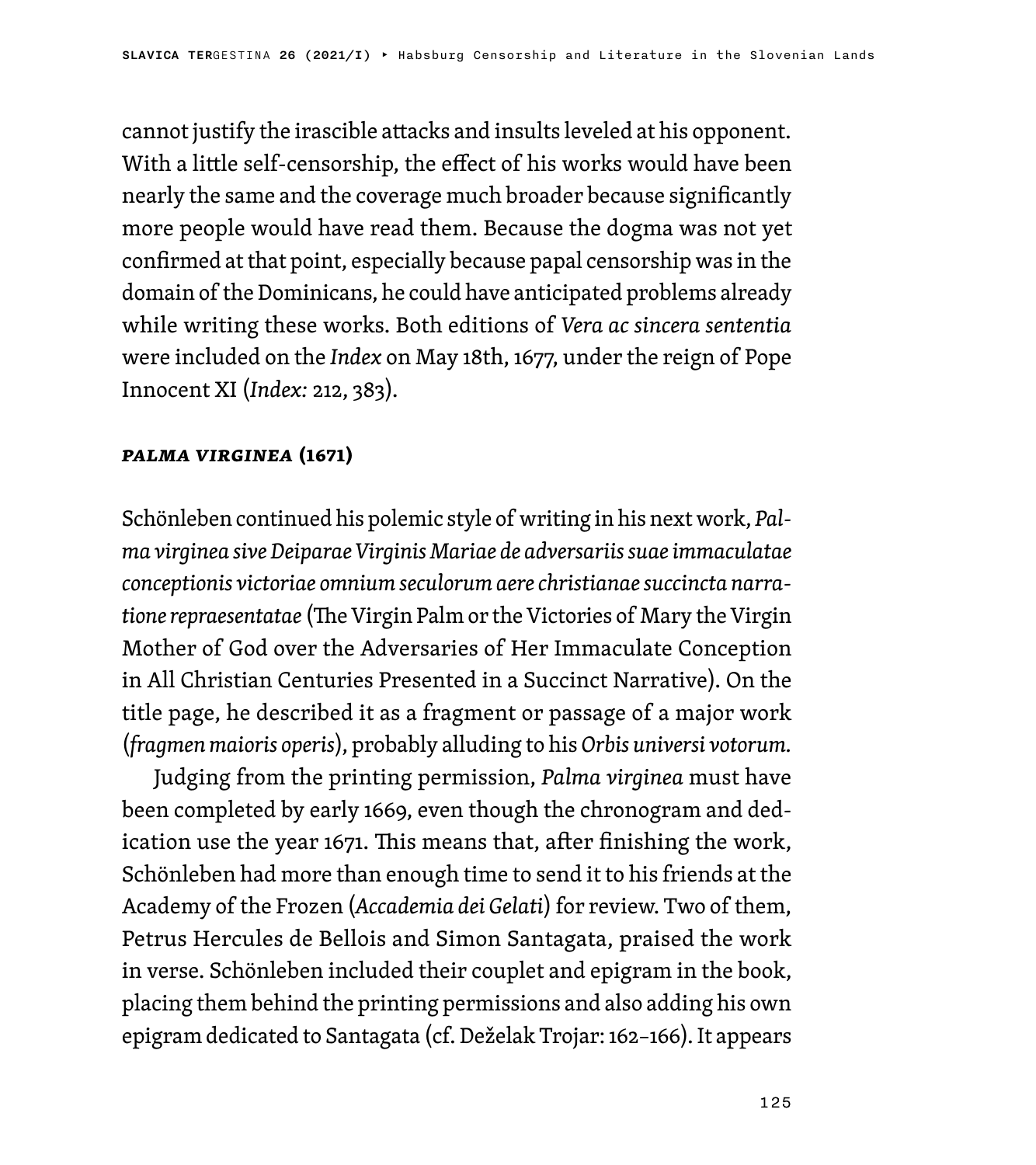cannot justify the irascible attacks and insults leveled at his opponent. With a little self-censorship, the effect of his works would have been nearly the same and the coverage much broader because significantly more people would have read them. Because the dogma was not yet confirmed at that point, especially because papal censorship was in the domain of the Dominicans, he could have anticipated problems already while writing these works. Both editions of *Vera ac sincera sententia* were included on the *Index* on May 18th, 1677, under the reign of Pope Innocent XI (*Index:* 212, 383).

### *PALMA VIRGINEA* (1671)

Schönleben continued his polemic style of writing in his next work, *Palma virginea sive Deiparae Virginis Mariae de adversariis suae immaculatae conceptionis victoriae omnium seculorum aere christianae succincta narratione repraesentatae* (The Virgin Palm or the Victories of Mary the Virgin Mother of God over the Adversaries of Her Immaculate Conception in All Christian Centuries Presented in a Succinct Narrative). On the title page, he described it as a fragment or passage of a major work (*fragmen maioris operis*), probably alluding to his *Orbis universi votorum.*

Judging from the printing permission, *Palma virginea* must have been completed by early 1669, even though the chronogram and dedication use the year 1671. This means that, after finishing the work, Schönleben had more than enough time to send it to his friends at the Academy of the Frozen (*Accademia dei Gelati*) for review. Two of them, Petrus Hercules de Bellois and Simon Santagata, praised the work in verse. Schönleben included their couplet and epigram in the book, placing them behind the printing permissions and also adding his own epigram dedicated to Santagata (cf. Deželak Trojar: 162–166). It appears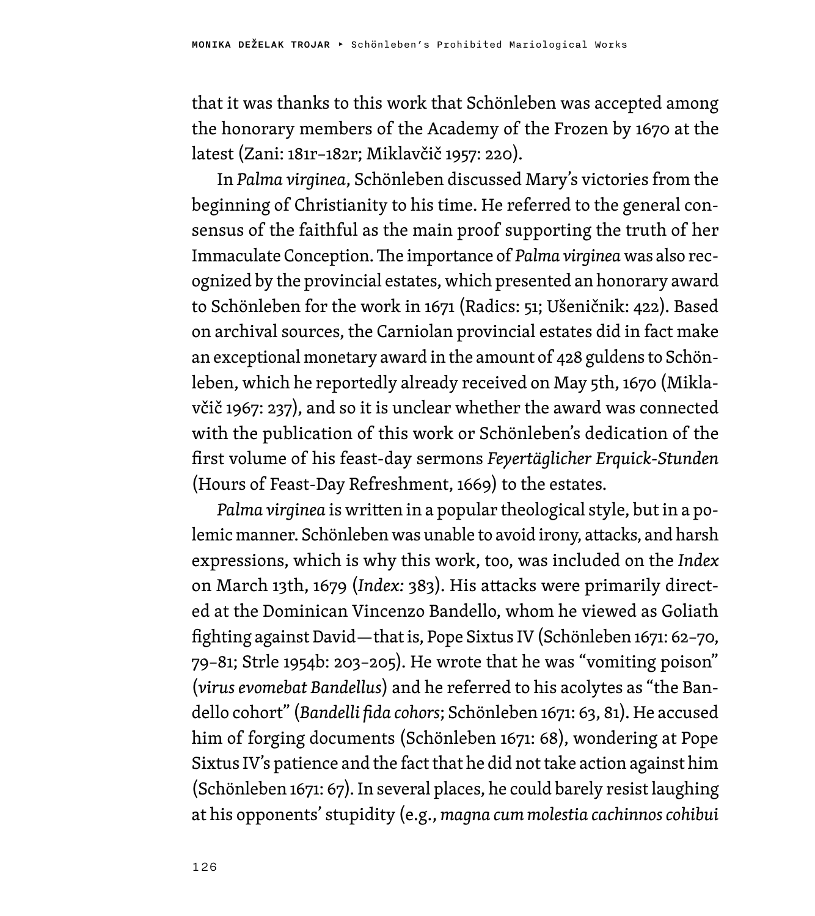that it was thanks to this work that Schönleben was accepted among the honorary members of the Academy of the Frozen by 1670 at the latest (Zani: 181r–182r; Miklavčič 1957: 220).

In *Palma virginea*, Schönleben discussed Mary's victories from the beginning of Christianity to his time. He referred to the general consensus of the faithful as the main proof supporting the truth of her Immaculate Conception. The importance of *Palma virginea* was also recognized by the provincial estates, which presented an honorary award to Schönleben for the work in 1671 (Radics: 51; Ušeničnik: 422). Based on archival sources, the Carniolan provincial estates did in fact make an exceptional monetary award in the amount of 428 guldens to Schönleben, which he reportedly already received on May 5th, 1670 (Miklavčič 1967: 237), and so it is unclear whether the award was connected with the publication of this work or Schönleben's dedication of the first volume of his feast-day sermons *Feyertäglicher Erquick-Stunden* (Hours of Feast-Day Refreshment, 1669) to the estates.

*Palma virginea* is written in a popular theological style, but in a polemic manner. Schönleben was unable to avoid irony, attacks, and harsh expressions, which is why this work, too, was included on the *Index* on March 13th, 1679 (*Index:* 383). His attacks were primarily directed at the Dominican Vincenzo Bandello, whom he viewed as Goliath fighting against David—that is, Pope Sixtus IV (Schönleben 1671: 62–70, 79–81; Strle 1954b: 203–205). He wrote that he was "vomiting poison" (*virus evomebat Bandellus*) and he referred to his acolytes as "the Bandello cohort" (*Bandelli fida cohors*; Schönleben 1671: 63, 81). He accused him of forging documents (Schönleben 1671: 68), wondering at Pope Sixtus IV's patience and the fact that he did not take action against him (Schönleben 1671: 67). In several places, he could barely resist laughing at his opponents' stupidity (e.g., *magna cum molestia cachinnos cohibui*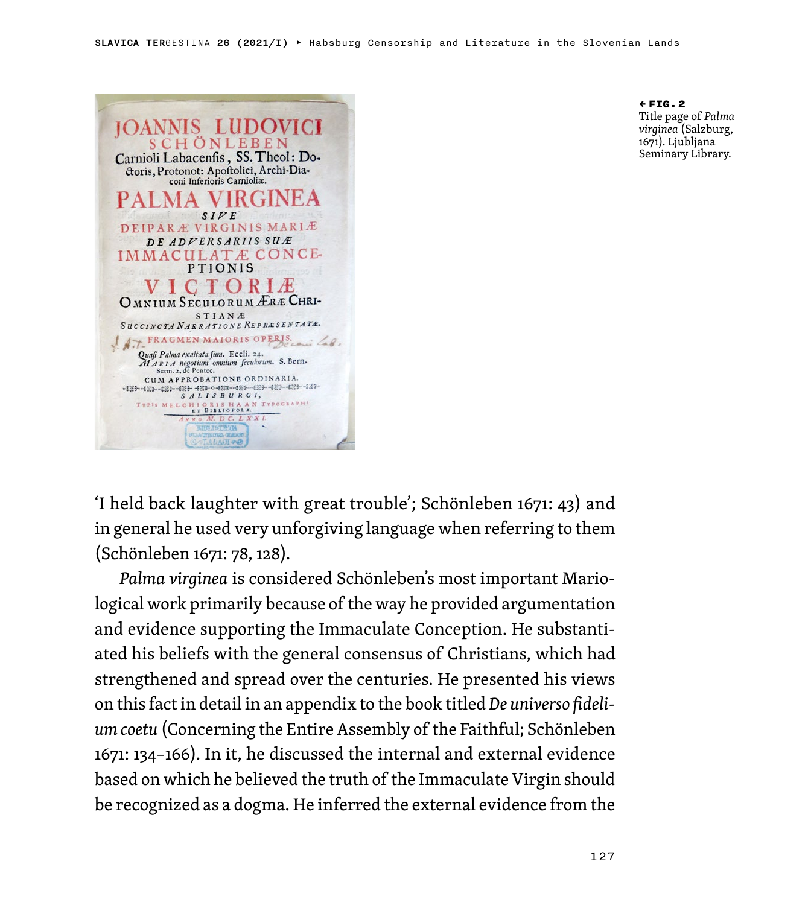← **FIG. 2**
Title page of *Palma virginea* (Salzburg, 1671). Ljubljana Seminary Library.

'I held back laughter with great trouble'; Schönleben 1671: 43) and in general he used very unforgiving language when referring to them (Schönleben 1671: 78, 128).

*Palma virginea* is considered Schönleben's most important Mariological work primarily because of the way he provided argumentation and evidence supporting the Immaculate Conception. He substantiated his beliefs with the general consensus of Christians, which had strengthened and spread over the centuries. He presented his views on this fact in detail in an appendix to the book titled *De universo fidelium coetu* (Concerning the Entire Assembly of the Faithful; Schönleben 1671: 134–166). In it, he discussed the internal and external evidence based on which he believed the truth of the Immaculate Virgin should be recognized as a dogma. He inferred the external evidence from the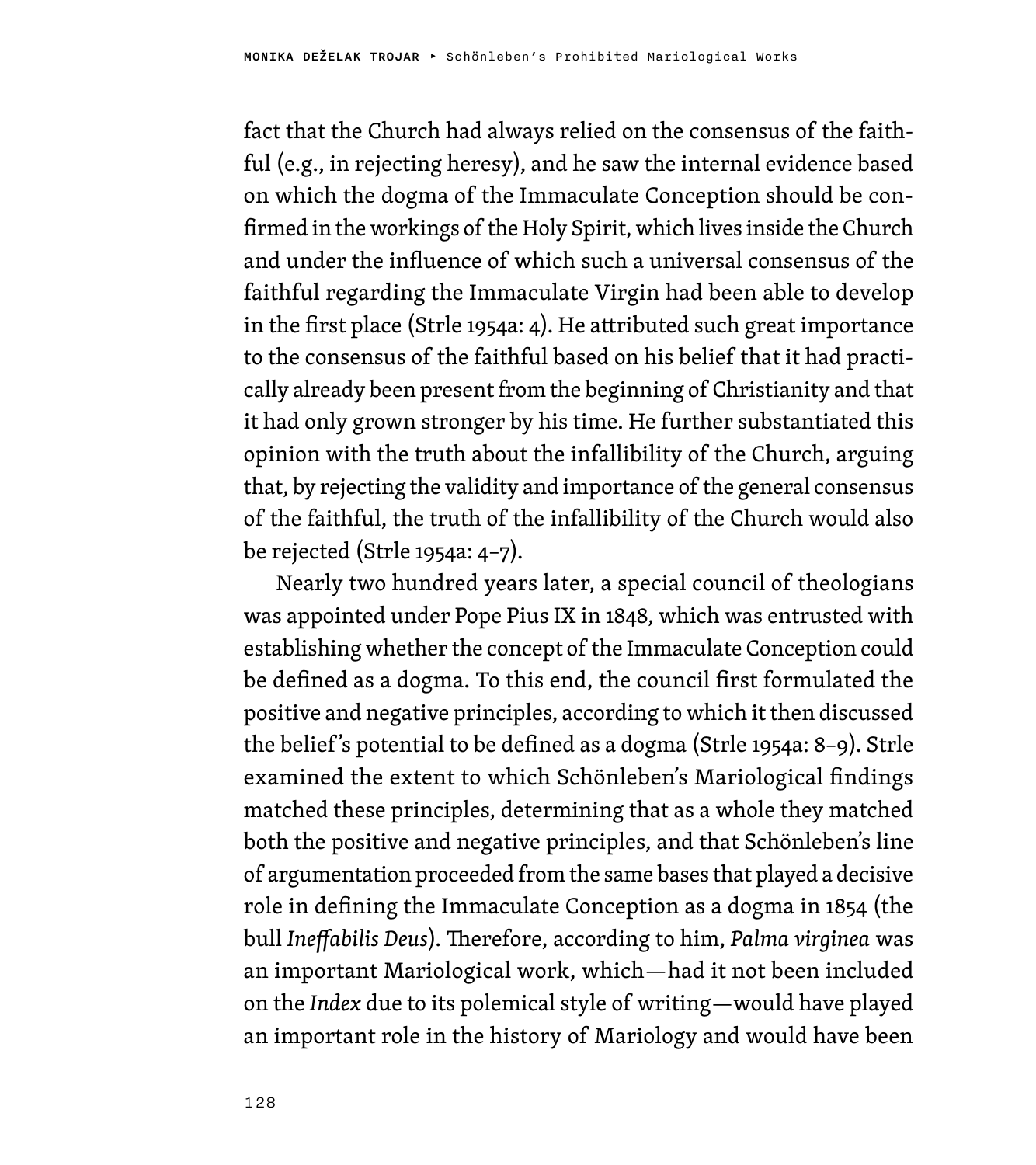fact that the Church had always relied on the consensus of the faithful (e.g., in rejecting heresy), and he saw the internal evidence based on which the dogma of the Immaculate Conception should be confirmed in the workings of the Holy Spirit, which lives inside the Church and under the influence of which such a universal consensus of the faithful regarding the Immaculate Virgin had been able to develop in the first place (Strle 1954a: 4). He attributed such great importance to the consensus of the faithful based on his belief that it had practically already been present from the beginning of Christianity and that it had only grown stronger by his time. He further substantiated this opinion with the truth about the infallibility of the Church, arguing that, by rejecting the validity and importance of the general consensus of the faithful, the truth of the infallibility of the Church would also be rejected (Strle 1954a: 4–7).

Nearly two hundred years later, a special council of theologians was appointed under Pope Pius IX in 1848, which was entrusted with establishing whether the concept of the Immaculate Conception could be defined as a dogma. To this end, the council first formulated the positive and negative principles, according to which it then discussed the belief's potential to be defined as a dogma (Strle 1954a: 8–9). Strle examined the extent to which Schönleben's Mariological findings matched these principles, determining that as a whole they matched both the positive and negative principles, and that Schönleben's line of argumentation proceeded from the same bases that played a decisive role in defining the Immaculate Conception as a dogma in 1854 (the bull *Ineffabilis Deus*). Therefore, according to him, *Palma virginea* was an important Mariological work, which—had it not been included on the *Index* due to its polemical style of writing—would have played an important role in the history of Mariology and would have been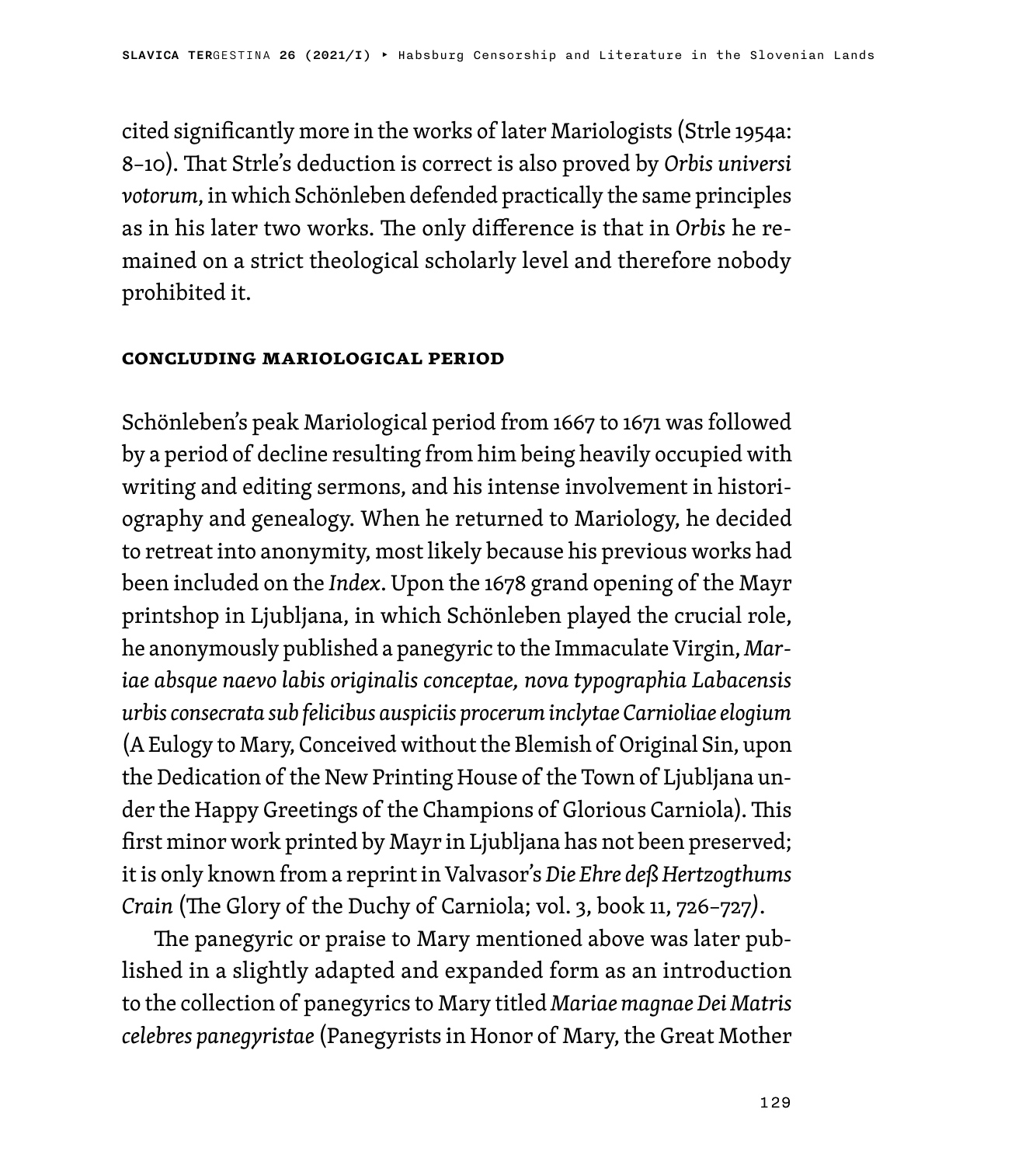cited significantly more in the works of later Mariologists (Strle 1954a: 8–10). That Strle's deduction is correct is also proved by *Orbis universi votorum*, in which Schönleben defended practically the same principles as in his later two works. The only difference is that in *Orbis* he remained on a strict theological scholarly level and therefore nobody prohibited it.

## CONCLUDING MARIOLOGICAL PERIOD

Schönleben's peak Mariological period from 1667 to 1671 was followed by a period of decline resulting from him being heavily occupied with writing and editing sermons, and his intense involvement in historiography and genealogy. When he returned to Mariology, he decided to retreat into anonymity, most likely because his previous works had been included on the *Index*. Upon the 1678 grand opening of the Mayr printshop in Ljubljana, in which Schönleben played the crucial role, he anonymously published a panegyric to the Immaculate Virgin, *Mariae absque naevo labis originalis conceptae, nova typographia Labacensis urbis consecrata sub felicibus auspiciis procerum inclytae Carnioliae elogium* (A Eulogy to Mary, Conceived without the Blemish of Original Sin, upon the Dedication of the New Printing House of the Town of Ljubljana under the Happy Greetings of the Champions of Glorious Carniola). This first minor work printed by Mayr in Ljubljana has not been preserved; it is only known from a reprint in Valvasor's *Die Ehre deß Hertzogthums Crain* (The Glory of the Duchy of Carniola; vol. 3, book 11, 726–727).

The panegyric or praise to Mary mentioned above was later published in a slightly adapted and expanded form as an introduction to the collection of panegyrics to Mary titled *Mariae magnae Dei Matris celebres panegyristae* (Panegyrists in Honor of Mary, the Great Mother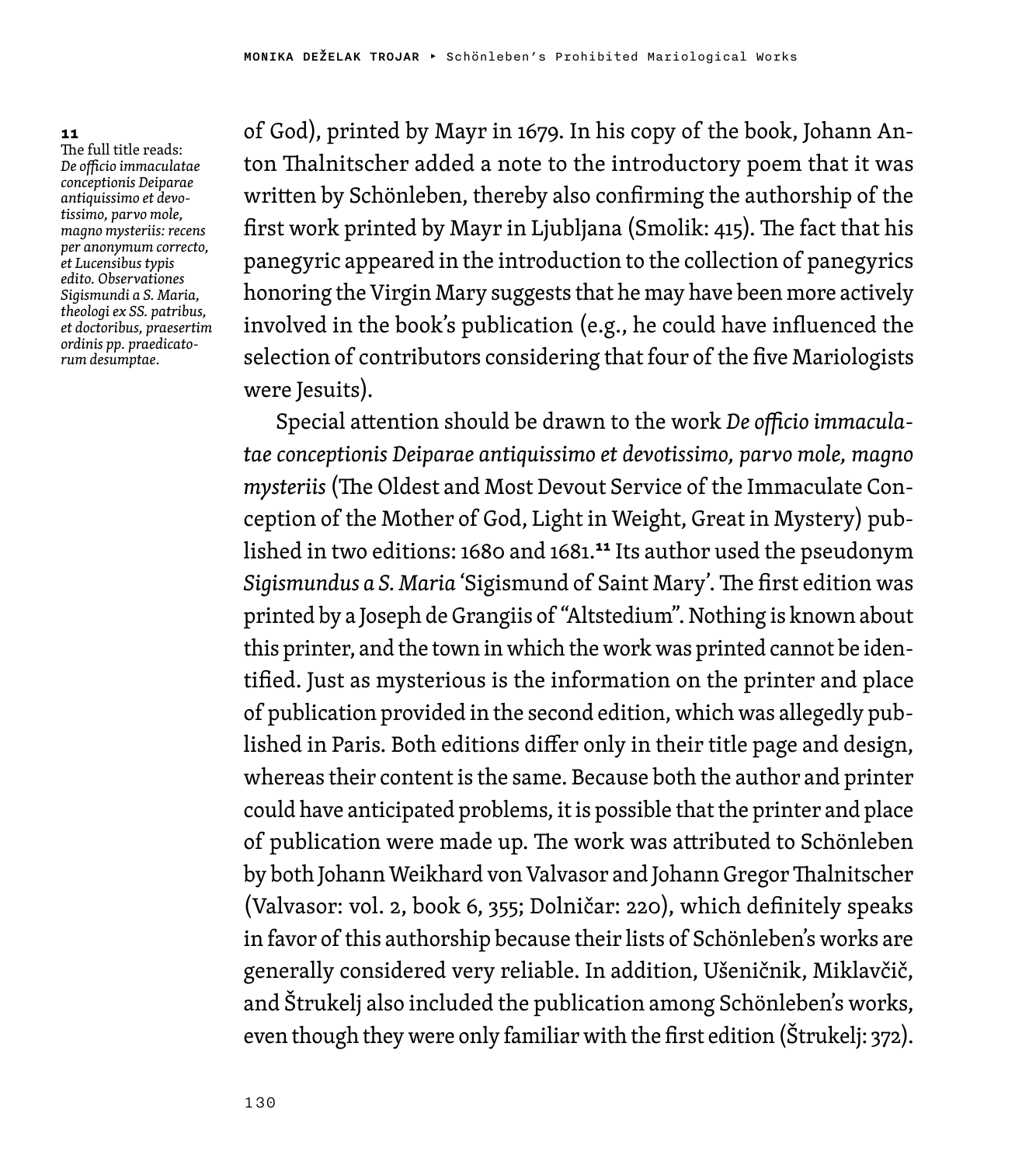of God), printed by Mayr in 1679. In his copy of the book, Johann Anton Thalnitscher added a note to the introductory poem that it was written by Schönleben, thereby also confirming the authorship of the first work printed by Mayr in Ljubljana (Smolik: 415). The fact that his panegyric appeared in the introduction to the collection of panegyrics honoring the Virgin Mary suggests that he may have been more actively involved in the book's publication (e.g., he could have influenced the selection of contributors considering that four of the five Mariologists were Jesuits).

Special attention should be drawn to the work *De officio immaculatae conceptionis Deiparae antiquissimo et devotissimo, parvo mole, magno mysteriis* (The Oldest and Most Devout Service of the Immaculate Conception of the Mother of God, Light in Weight, Great in Mystery) published in two editions: 1680 and 1681.[11] Its author used the pseudonym *Sigismundus a S. Maria* 'Sigismund of Saint Mary'. The first edition was printed by a Joseph de Grangiis of "Altstedium". Nothing is known about this printer, and the town in which the work was printed cannot be identified. Just as mysterious is the information on the printer and place of publication provided in the second edition, which was allegedly published in Paris. Both editions differ only in their title page and design, whereas their content is the same. Because both the author and printer could have anticipated problems, it is possible that the printer and place of publication were made up. The work was attributed to Schönleben by both Johann Weikhard von Valvasor and Johann Gregor Thalnitscher (Valvasor: vol. 2, book 6, 355; Dolničar: 220), which definitely speaks in favor of this authorship because their lists of Schönleben's works are generally considered very reliable. In addition, Ušeničnik, Miklavčič, and Štrukelj also included the publication among Schönleben's works, even though they were only familiar with the first edition (Štrukelj: 372).

[11] The full title reads: *De officio immaculatae conceptionis Deiparae antiquissimo et devotissimo, parvo mole, magno mysteriis: recens per anonymum correcto, et Lucensibus typis edito. Observationes Sigismundi a S. Maria, theologi ex SS. patribus, et doctoribus, praesertim ordinis pp. praedicatorum desumptae.*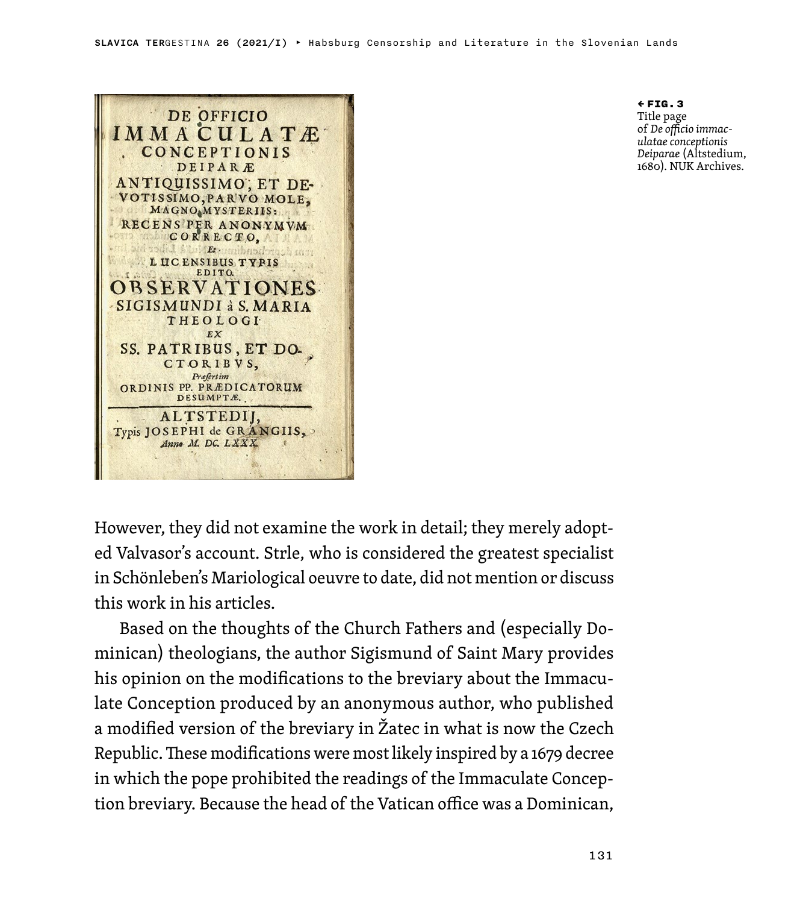**← FIG. 3**
Title page of *De officio immaculatae conceptionis Deiparae* (Altstedium, 1680). NUK Archives.

However, they did not examine the work in detail; they merely adopted Valvasor's account. Strle, who is considered the greatest specialist in Schönleben's Mariological oeuvre to date, did not mention or discuss this work in his articles.

Based on the thoughts of the Church Fathers and (especially Dominican) theologians, the author Sigismund of Saint Mary provides his opinion on the modifications to the breviary about the Immaculate Conception produced by an anonymous author, who published a modified version of the breviary in Žatec in what is now the Czech Republic. These modifications were most likely inspired by a 1679 decree in which the pope prohibited the readings of the Immaculate Conception breviary. Because the head of the Vatican office was a Dominican,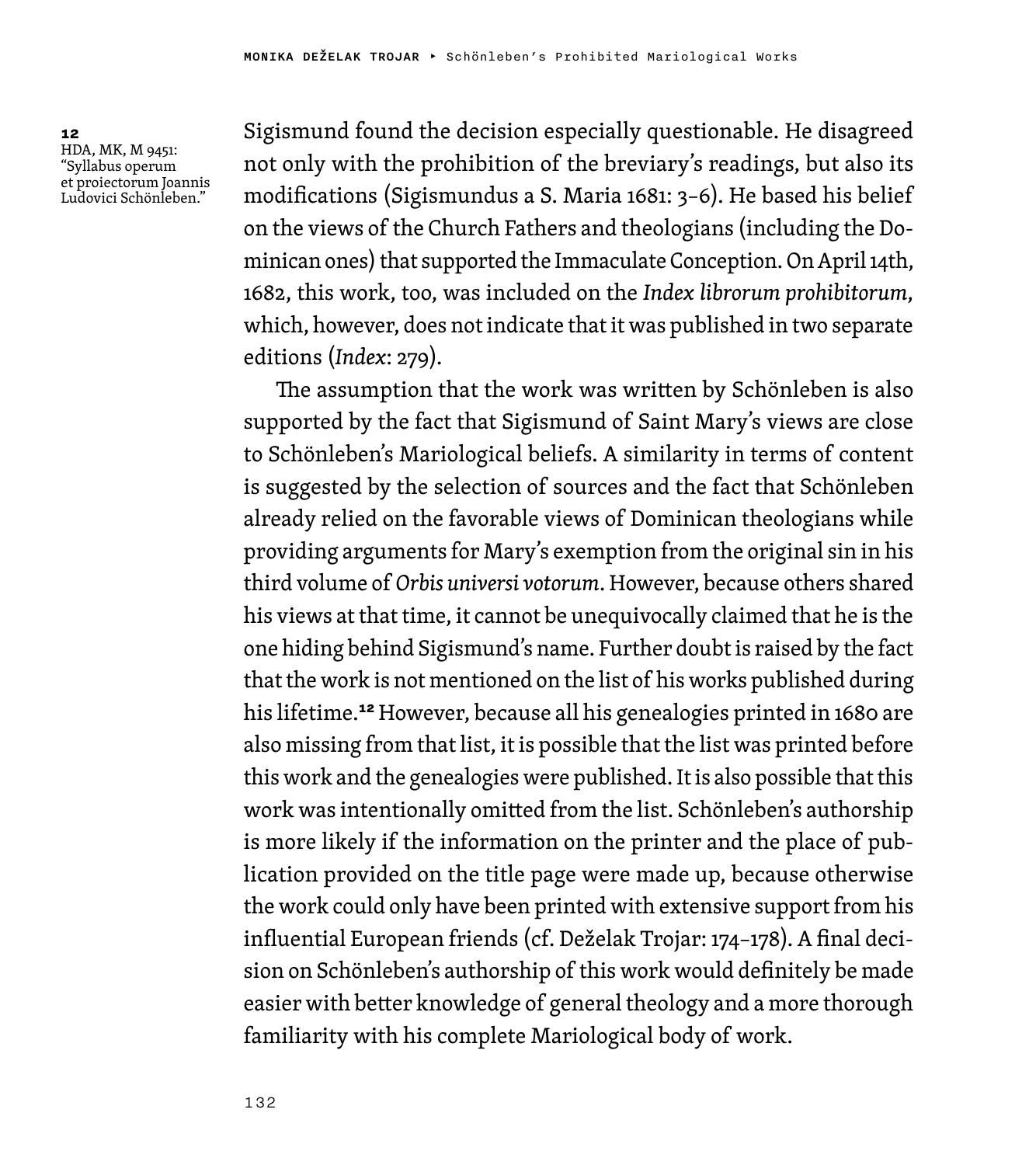Sigismund found the decision especially questionable. He disagreed not only with the prohibition of the breviary's readings, but also its modifications (Sigismundus a S. Maria 1681: 3–6). He based his belief on the views of the Church Fathers and theologians (including the Dominican ones) that supported the Immaculate Conception. On April 14th, 1682, this work, too, was included on the *Index librorum prohibitorum*, which, however, does not indicate that it was published in two separate editions (*Index*: 279).

The assumption that the work was written by Schönleben is also supported by the fact that Sigismund of Saint Mary's views are close to Schönleben's Mariological beliefs. A similarity in terms of content is suggested by the selection of sources and the fact that Schönleben already relied on the favorable views of Dominican theologians while providing arguments for Mary's exemption from the original sin in his third volume of *Orbis universi votorum*. However, because others shared his views at that time, it cannot be unequivocally claimed that he is the one hiding behind Sigismund's name. Further doubt is raised by the fact that the work is not mentioned on the list of his works published during his lifetime.[12] However, because all his genealogies printed in 1680 are also missing from that list, it is possible that the list was printed before this work and the genealogies were published. It is also possible that this work was intentionally omitted from the list. Schönleben's authorship is more likely if the information on the printer and the place of publication provided on the title page were made up, because otherwise the work could only have been printed with extensive support from his influential European friends (cf. Deželak Trojar: 174–178). A final decision on Schönleben's authorship of this work would definitely be made easier with better knowledge of general theology and a more thorough familiarity with his complete Mariological body of work.

[12] HDA, MK, M 9451: "Syllabus operum et proiectorum Joannis Ludovici Schönleben."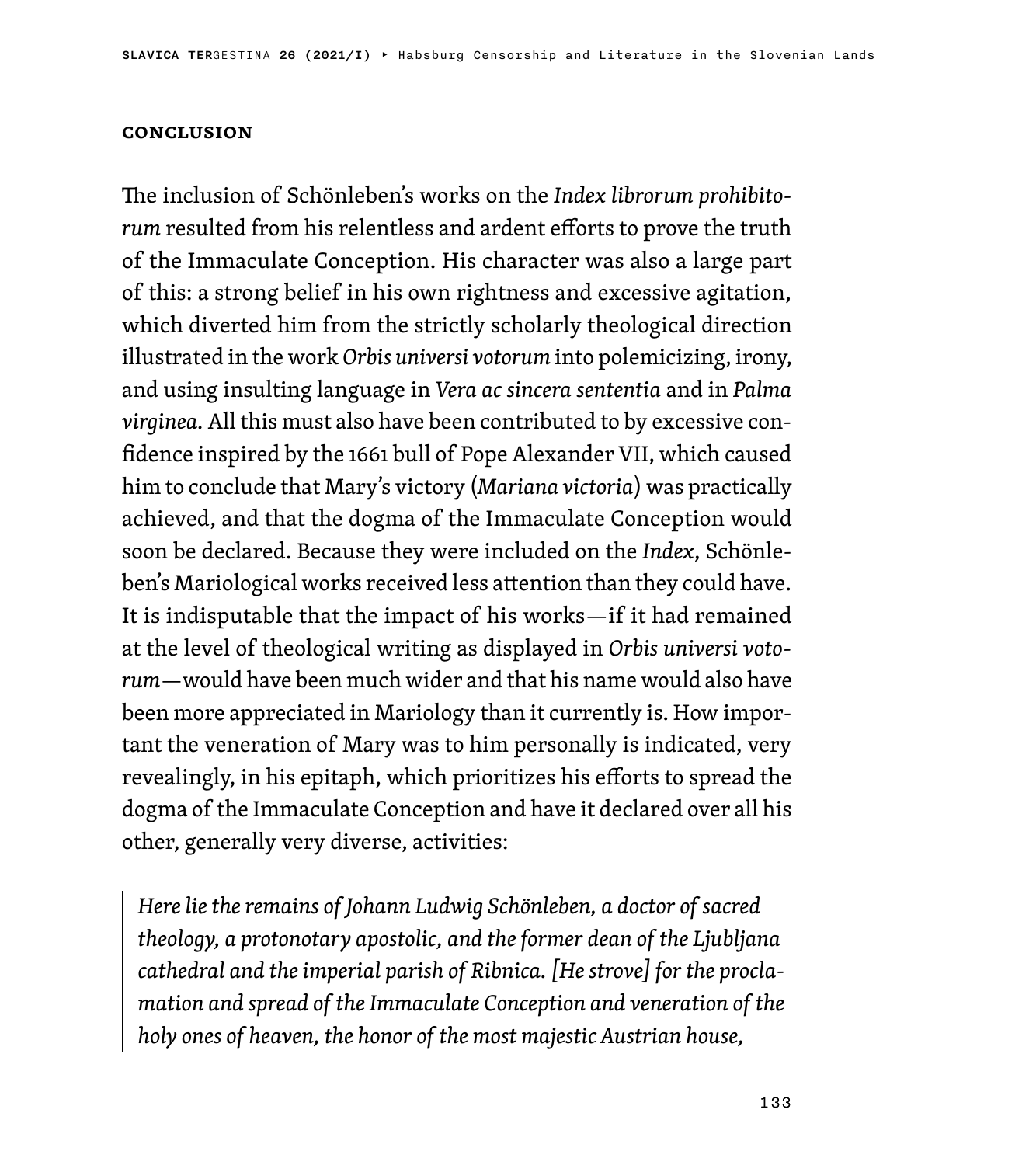## CONCLUSION

The inclusion of Schönleben's works on the *Index librorum prohibitorum* resulted from his relentless and ardent efforts to prove the truth of the Immaculate Conception. His character was also a large part of this: a strong belief in his own rightness and excessive agitation, which diverted him from the strictly scholarly theological direction illustrated in the work *Orbis universi votorum* into polemicizing, irony, and using insulting language in *Vera ac sincera sententia* and in *Palma virginea.* All this must also have been contributed to by excessive confidence inspired by the 1661 bull of Pope Alexander VII, which caused him to conclude that Mary's victory (*Mariana victoria*) was practically achieved, and that the dogma of the Immaculate Conception would soon be declared. Because they were included on the *Index*, Schönleben's Mariological works received less attention than they could have. It is indisputable that the impact of his works—if it had remained at the level of theological writing as displayed in *Orbis universi votorum*—would have been much wider and that his name would also have been more appreciated in Mariology than it currently is. How important the veneration of Mary was to him personally is indicated, very revealingly, in his epitaph, which prioritizes his efforts to spread the dogma of the Immaculate Conception and have it declared over all his other, generally very diverse, activities:

> *Here lie the remains of Johann Ludwig Schönleben, a doctor of sacred theology, a protonotary apostolic, and the former dean of the Ljubljana cathedral and the imperial parish of Ribnica. [He strove] for the proclamation and spread of the Immaculate Conception and veneration of the holy ones of heaven, the honor of the most majestic Austrian house,*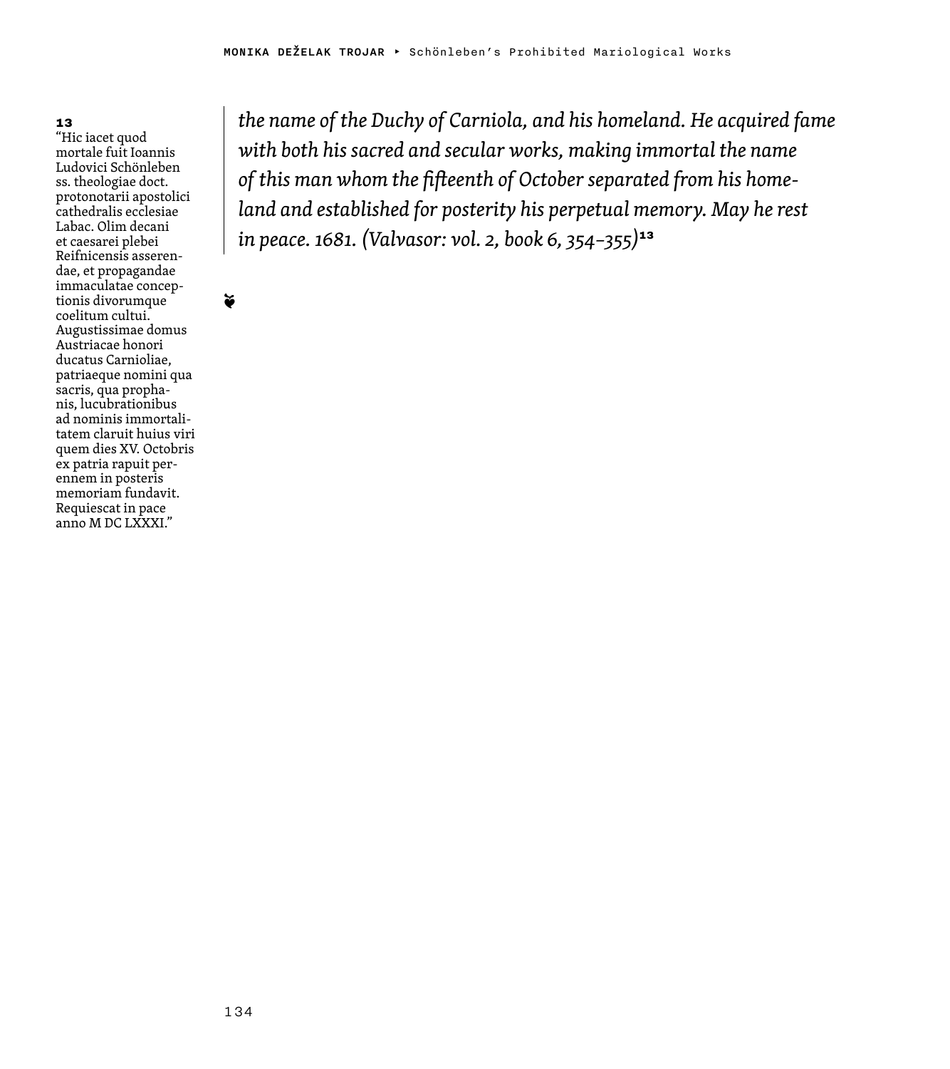*the name of the Duchy of Carniola, and his homeland. He acquired fame with both his sacred and secular works, making immortal the name of this man whom the fifteenth of October separated from his homeland and established for posterity his perpetual memory. May he rest in peace. 1681. (Valvasor: vol. 2, book 6, 354–355)*[13]

❦

**13** "Hic iacet quod mortale fuit Ioannis Ludovici Schönleben ss. theologiae doct. protonotarii apostolici cathedralis ecclesiae Labac. Olim decani et caesarei plebei Reifnicensis asserendae, et propagandae immaculatae conceptionis divorumque coelitum cultui. Augustissimae domus Austriacae honori ducatus Carnioliae, patriaeque nomini qua sacris, qua prophanis, lucubrationibus ad nominis immortalitatem claruit huius viri quem dies XV. Octobris ex patria rapuit perennem in posteris memoriam fundavit. Requiescat in pace anno M DC LXXXI."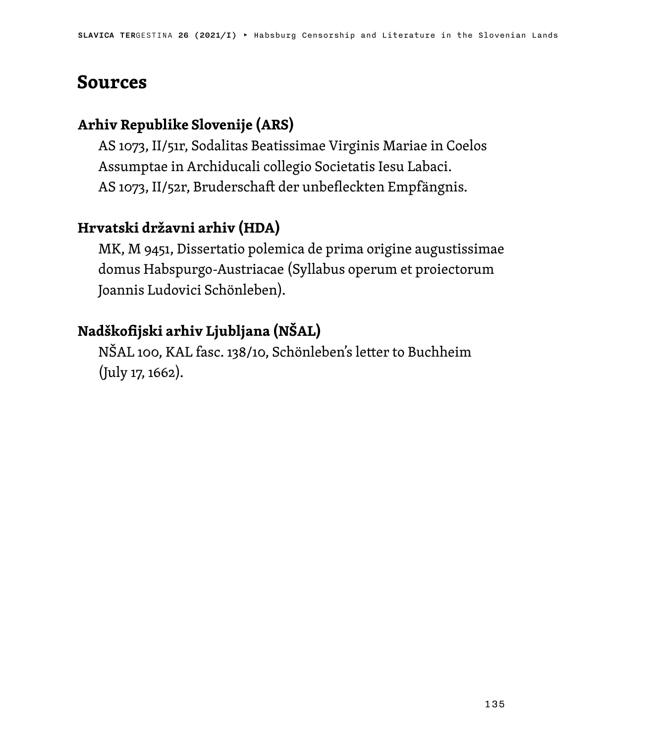# Sources

## Arhiv Republike Slovenije (ARS)

AS 1073, II/51r, Sodalitas Beatissimae Virginis Mariae in Coelos Assumptae in Archiducali collegio Societatis Iesu Labaci.
AS 1073, II/52r, Bruderschaft der unbefleckten Empfängnis.

## Hrvatski državni arhiv (HDA)

MK, M 9451, Dissertatio polemica de prima origine augustissimae domus Habspurgo-Austriacae (Syllabus operum et proiectorum Joannis Ludovici Schönleben).

## Nadškofijski arhiv Ljubljana (NŠAL)

NŠAL 100, KAL fasc. 138/10, Schönleben's letter to Buchheim (July 17, 1662).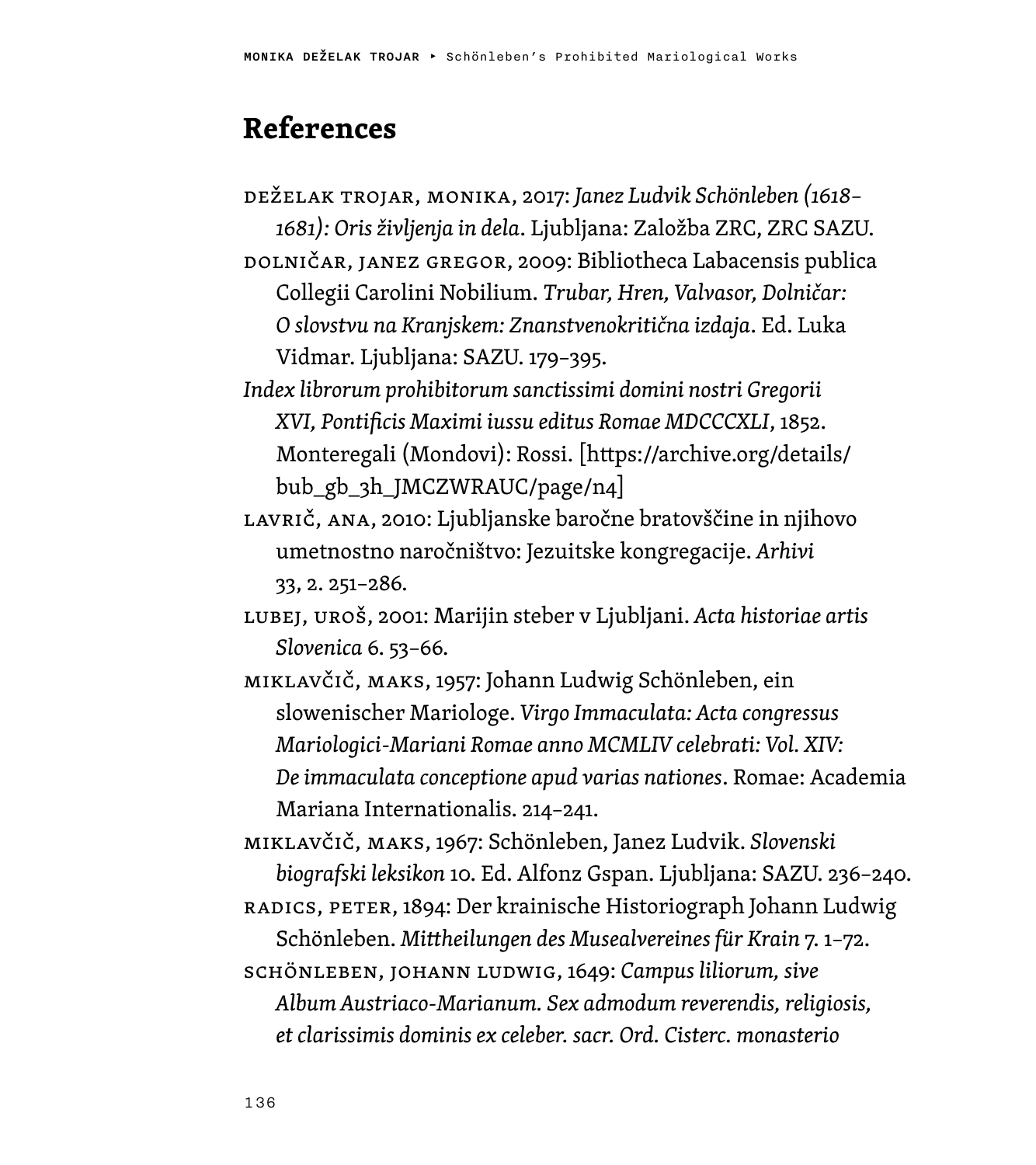## References

Deželak Trojar, Monika, 2017: *Janez Ludvik Schönleben (1618–1681): Oris življenja in dela*. Ljubljana: Založba ZRC, ZRC SAZU.

Dolničar, Janez Gregor, 2009: Bibliotheca Labacensis publica Collegii Carolini Nobilium. *Trubar, Hren, Valvasor, Dolničar: O slovstvu na Kranjskem: Znanstvenokritična izdaja*. Ed. Luka Vidmar. Ljubljana: SAZU. 179–395.

*Index librorum prohibitorum sanctissimi domini nostri Gregorii XVI, Pontificis Maximi iussu editus Romae MDCCCXLI*, 1852. Monteregali (Mondovi): Rossi. [https://archive.org/details/bub_gb_3h_JMCZWRAUC/page/n4]

Lavrič, Ana, 2010: Ljubljanske baročne bratovščine in njihovo umetnostno naročništvo: Jezuitske kongregacije. *Arhivi* 33, 2. 251–286.

Lubej, Uroš, 2001: Marijin steber v Ljubljani. *Acta historiae artis Slovenica* 6. 53–66.

Miklavčič, Maks, 1957: Johann Ludwig Schönleben, ein slowenischer Mariologe. *Virgo Immaculata: Acta congressus Mariologici-Mariani Romae anno MCMLIV celebrati: Vol. XIV: De immaculata conceptione apud varias nationes*. Romae: Academia Mariana Internationalis. 214–241.

Miklavčič, Maks, 1967: Schönleben, Janez Ludvik. *Slovenski biografski leksikon* 10. Ed. Alfonz Gspan. Ljubljana: SAZU. 236–240.

Radics, Peter, 1894: Der krainische Historiograph Johann Ludwig Schönleben. *Mittheilungen des Musealvereines für Krain* 7. 1–72.

Schönleben, Johann Ludwig, 1649: *Campus liliorum, sive Album Austriaco-Marianum. Sex admodum reverendis, religiosis, et clarissimis dominis ex celeber. sacr. Ord. Cisterc. monasterio*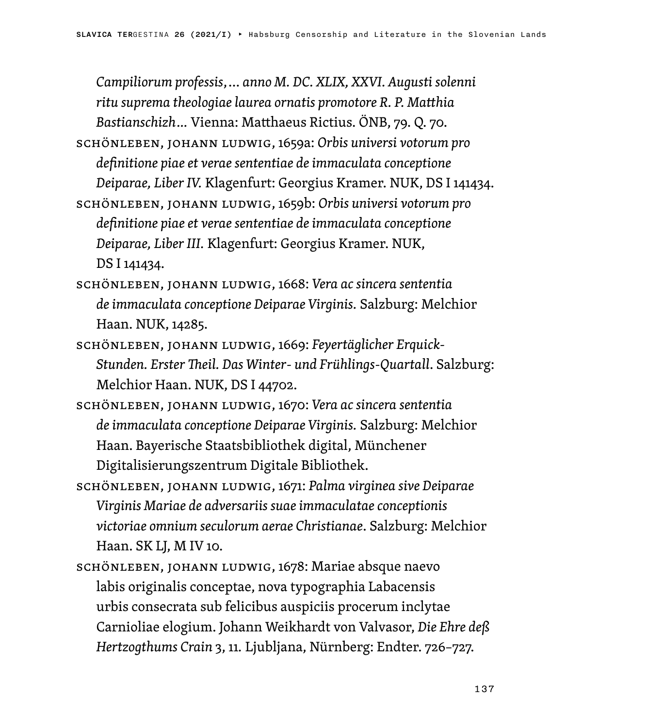*Campiliorum professis, … anno M. DC. XLIX, XXVI. Augusti solenni ritu suprema theologiae laurea ornatis promotore R. P. Matthia Bastianschizh…* Vienna: Matthaeus Rictius. ÖNB, 79. Q. 70.

Schönleben, Johann Ludwig, 1659a: *Orbis universi votorum pro definitione piae et verae sententiae de immaculata conceptione Deiparae, Liber IV.* Klagenfurt: Georgius Kramer. NUK, DS I 141434.

Schönleben, Johann Ludwig, 1659b: *Orbis universi votorum pro definitione piae et verae sententiae de immaculata conceptione Deiparae, Liber III.* Klagenfurt: Georgius Kramer. NUK, DS I 141434.

Schönleben, Johann Ludwig, 1668: *Vera ac sincera sententia de immaculata conceptione Deiparae Virginis.* Salzburg: Melchior Haan. NUK, 14285.

Schönleben, Johann Ludwig, 1669: *Feyertäglicher Erquick-Stunden. Erster Theil. Das Winter- und Frühlings-Quartall*. Salzburg: Melchior Haan. NUK, DS I 44702.

Schönleben, Johann Ludwig, 1670: *Vera ac sincera sententia de immaculata conceptione Deiparae Virginis.* Salzburg: Melchior Haan. Bayerische Staatsbibliothek digital, Münchener Digitalisierungszentrum Digitale Bibliothek.

Schönleben, Johann Ludwig, 1671: *Palma virginea sive Deiparae Virginis Mariae de adversariis suae immaculatae conceptionis victoriae omnium seculorum aerae Christianae*. Salzburg: Melchior Haan. SK LJ, M IV 10.

Schönleben, Johann Ludwig, 1678: Mariae absque naevo labis originalis conceptae, nova typographia Labacensis urbis consecrata sub felicibus auspiciis procerum inclytae Carnioliae elogium. Johann Weikhardt von Valvasor, *Die Ehre deß Hertzogthums Crain* 3, 11. Ljubljana, Nürnberg: Endter. 726–727.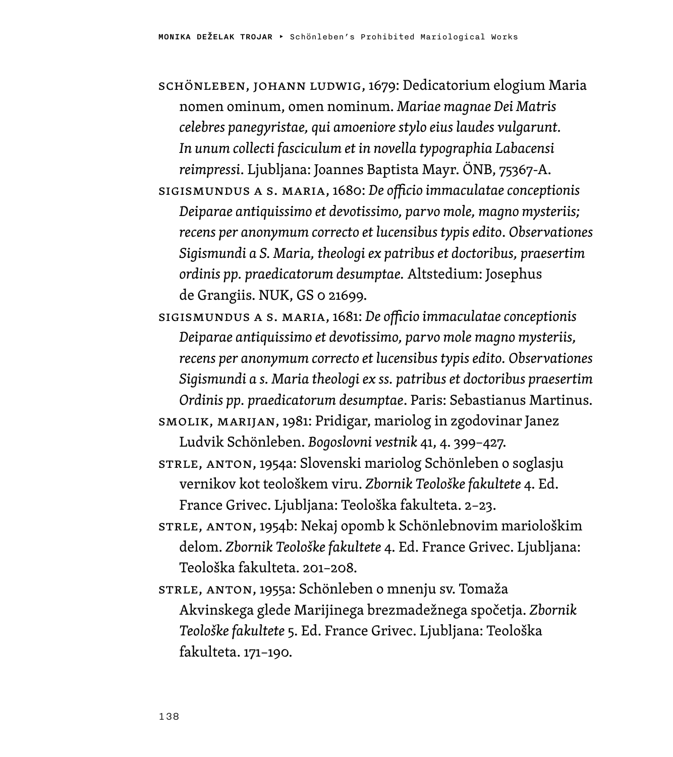Schönleben, Johann Ludwig, 1679: Dedicatorium elogium Maria nomen ominum, omen nominum. *Mariae magnae Dei Matris celebres panegyristae, qui amoeniore stylo eius laudes vulgarunt. In unum collecti fasciculum et in novella typographia Labacensi reimpressi*. Ljubljana: Joannes Baptista Mayr. ÖNB, 75367-A.

Sigismundus a S. Maria, 1680: *De officio immaculatae conceptionis Deiparae antiquissimo et devotissimo, parvo mole, magno mysteriis; recens per anonymum correcto et lucensibus typis edito. Observationes Sigismundi a S. Maria, theologi ex patribus et doctoribus, praesertim ordinis pp. praedicatorum desumptae.* Altstedium: Josephus de Grangiis. NUK, GS 0 21699.

Sigismundus a S. Maria, 1681: *De officio immaculatae conceptionis Deiparae antiquissimo et devotissimo, parvo mole magno mysteriis, recens per anonymum correcto et lucensibus typis edito. Observationes Sigismundi a s. Maria theologi ex ss. patribus et doctoribus praesertim Ordinis pp. praedicatorum desumptae*. Paris: Sebastianus Martinus.

Smolik, Marijan, 1981: Pridigar, mariolog in zgodovinar Janez Ludvik Schönleben. *Bogoslovni vestnik* 41, 4. 399–427.

Strle, Anton, 1954a: Slovenski mariolog Schönleben o soglasju vernikov kot teološkem viru. *Zbornik Teološke fakultete* 4. Ed. France Grivec. Ljubljana: Teološka fakulteta. 2–23.

Strle, Anton, 1954b: Nekaj opomb k Schönlebnovim mariološkim delom. *Zbornik Teološke fakultete* 4. Ed. France Grivec. Ljubljana: Teološka fakulteta. 201–208.

Strle, Anton, 1955a: Schönleben o mnenju sv. Tomaža Akvinskega glede Marijinega brezmadežnega spočetja. *Zbornik Teološke fakultete* 5. Ed. France Grivec. Ljubljana: Teološka fakulteta. 171–190.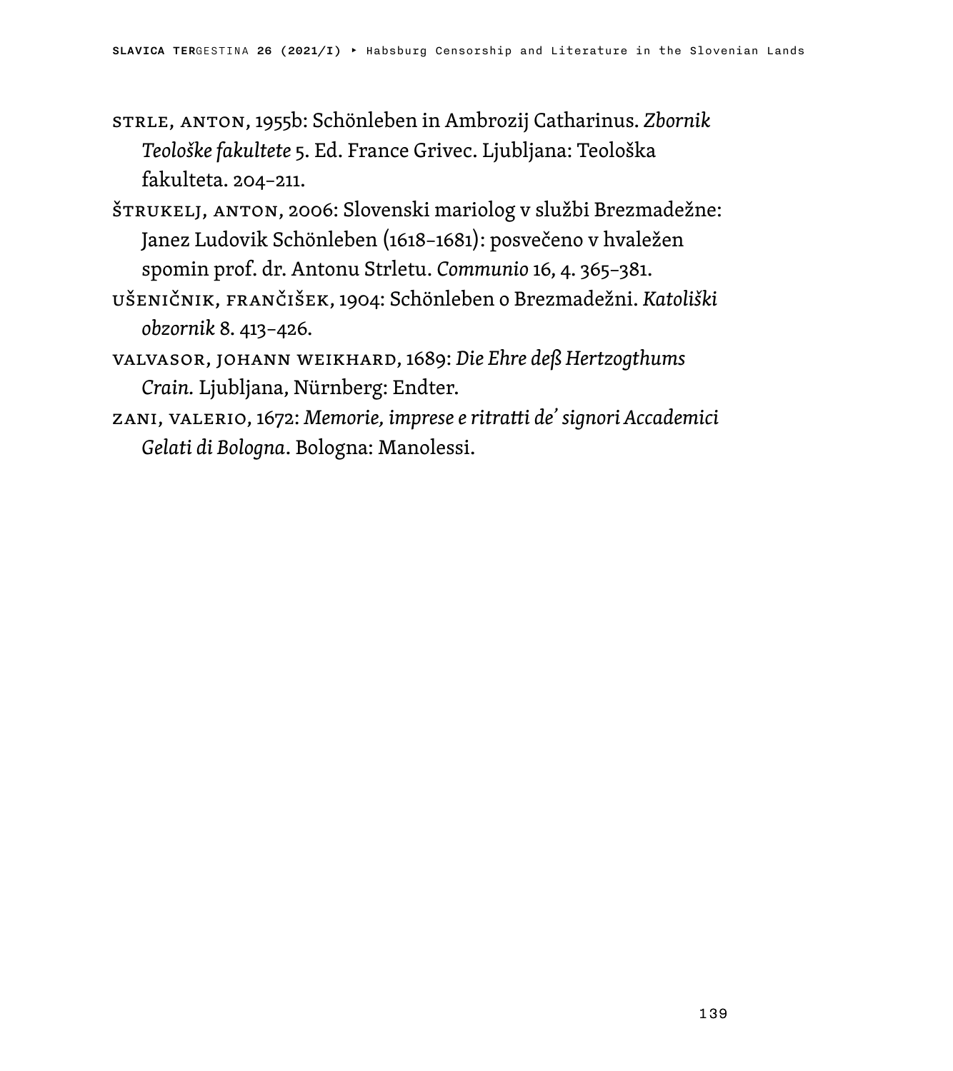STRLE, ANTON, 1955b: Schönleben in Ambrozij Catharinus. *Zbornik Teološke fakultete* 5. Ed. France Grivec. Ljubljana: Teološka fakulteta. 204–211.

ŠTRUKELJ, ANTON, 2006: Slovenski mariolog v službi Brezmadežne: Janez Ludovik Schönleben (1618–1681): posvečeno v hvaležen spomin prof. dr. Antonu Strletu. *Communio* 16, 4. 365–381.

UŠENIČNIK, FRANČIŠEK, 1904: Schönleben o Brezmadežni. *Katoliški obzornik* 8. 413–426.

VALVASOR, JOHANN WEIKHARD, 1689: *Die Ehre deß Hertzogthums Crain.* Ljubljana, Nürnberg: Endter.

ZANI, VALERIO, 1672: *Memorie, imprese e ritratti de' signori Accademici Gelati di Bologna*. Bologna: Manolessi.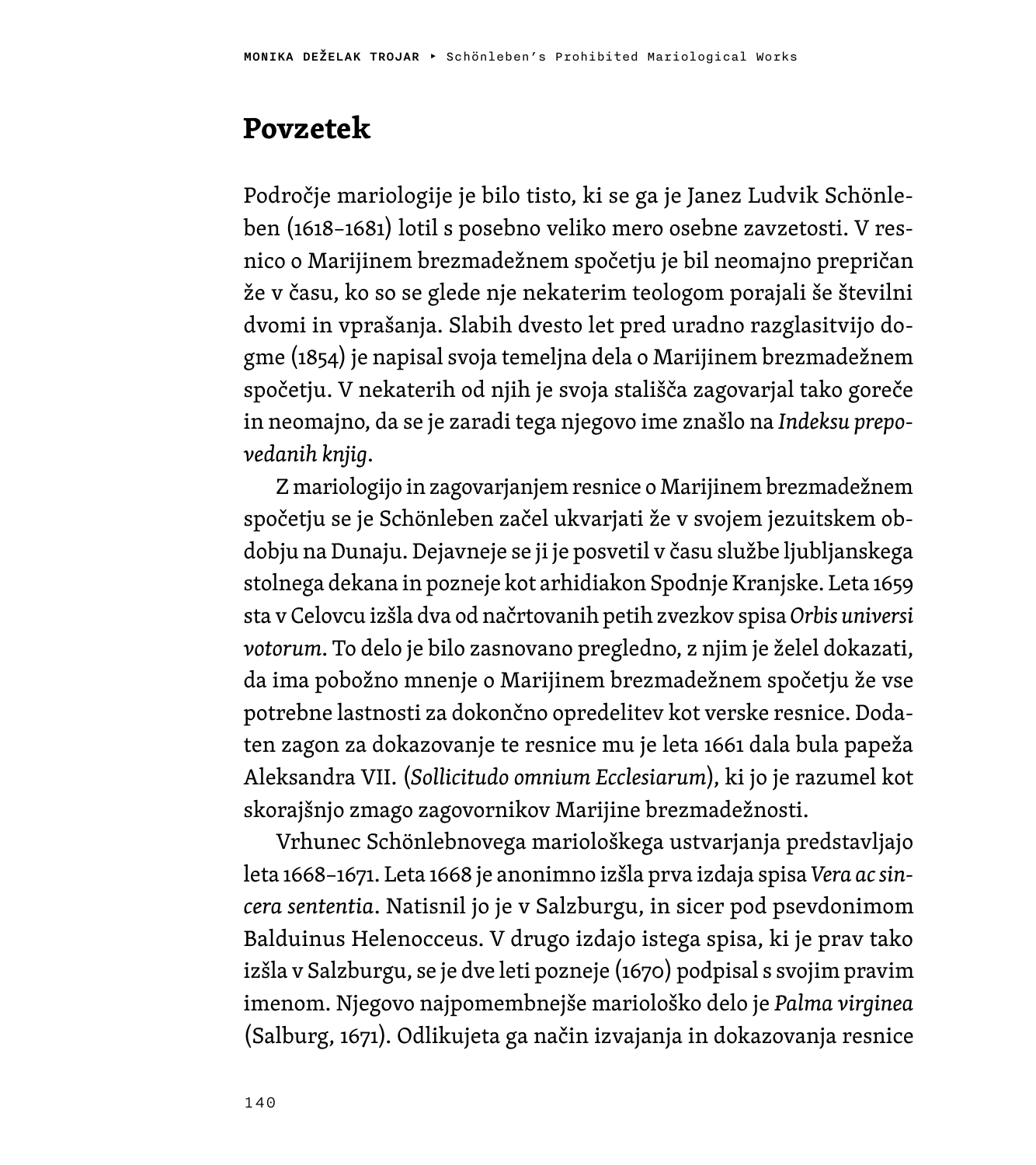# Povzetek

Področje mariologije je bilo tisto, ki se ga je Janez Ludvik Schönleben (1618–1681) lotil s posebno veliko mero osebne zavzetosti. V resnico o Marijinem brezmadežnem spočetju je bil neomajno prepričan že v času, ko so se glede nje nekaterim teologom porajali še številni dvomi in vprašanja. Slabih dvesto let pred uradno razglasitvijo dogme (1854) je napisal svoja temeljna dela o Marijinem brezmadežnem spočetju. V nekaterih od njih je svoja stališča zagovarjal tako goreče in neomajno, da se je zaradi tega njegovo ime znašlo na *Indeksu prepovedanih knjig*.

Z mariologijo in zagovarjanjem resnice o Marijinem brezmadežnem spočetju se je Schönleben začel ukvarjati že v svojem jezuitskem obdobju na Dunaju. Dejavneje se ji je posvetil v času službe ljubljanskega stolnega dekana in pozneje kot arhidiakon Spodnje Kranjske. Leta 1659 sta v Celovcu izšla dva od načrtovanih petih zvezkov spisa *Orbis universi votorum*. To delo je bilo zasnovano pregledno, z njim je želel dokazati, da ima pobožno mnenje o Marijinem brezmadežnem spočetju že vse potrebne lastnosti za dokončno opredelitev kot verske resnice. Dodaten zagon za dokazovanje te resnice mu je leta 1661 dala bula papeža Aleksandra VII. (*Sollicitudo omnium Ecclesiarum*), ki jo je razumel kot skorajšnjo zmago zagovornikov Marijine brezmadežnosti.

Vrhunec Schönlebnovega mariološkega ustvarjanja predstavljajo leta 1668–1671. Leta 1668 je anonimno izšla prva izdaja spisa *Vera ac sincera sententia*. Natisnil jo je v Salzburgu, in sicer pod psevdonimom Balduinus Helenocceus. V drugo izdajo istega spisa, ki je prav tako izšla v Salzburgu, se je dve leti pozneje (1670) podpisal s svojim pravim imenom. Njegovo najpomembnejše mariološko delo je *Palma virginea* (Salburg, 1671). Odlikujeta ga način izvajanja in dokazovanja resnice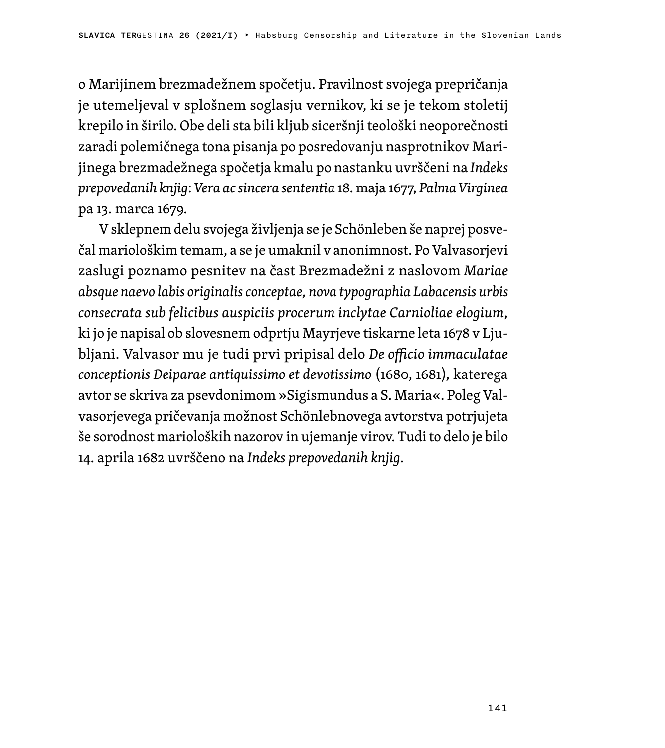o Marijinem brezmadežnem spočetju. Pravilnost svojega prepričanja je utemeljeval v splošnem soglasju vernikov, ki se je tekom stoletij krepilo in širilo. Obe deli sta bili kljub siceršnji teološki neoporečnosti zaradi polemičnega tona pisanja po posredovanju nasprotnikov Marijinega brezmadežnega spočetja kmalu po nastanku uvrščeni na *Indeks prepovedanih knjig*: *Vera ac sincera sententia* 18. maja 1677, *Palma Virginea* pa 13. marca 1679.

V sklepnem delu svojega življenja se je Schönleben še naprej posvečal mariološkim temam, a se je umaknil v anonimnost. Po Valvasorjevi zaslugi poznamo pesnitev na čast Brezmadežni z naslovom *Mariae absque naevo labis originalis conceptae, nova typographia Labacensis urbis consecrata sub felicibus auspiciis procerum inclytae Carnioliae elogium*, ki jo je napisal ob slovesnem odprtju Mayrjeve tiskarne leta 1678 v Ljubljani. Valvasor mu je tudi prvi pripisal delo *De officio immaculatae conceptionis Deiparae antiquissimo et devotissimo* (1680, 1681), katerega avtor se skriva za psevdonimom »Sigismundus a S. Maria«. Poleg Valvasorjevega pričevanja možnost Schönlebnovega avtorstva potrjujeta še sorodnost marioloških nazorov in ujemanje virov. Tudi to delo je bilo 14. aprila 1682 uvrščeno na *Indeks prepovedanih knjig*.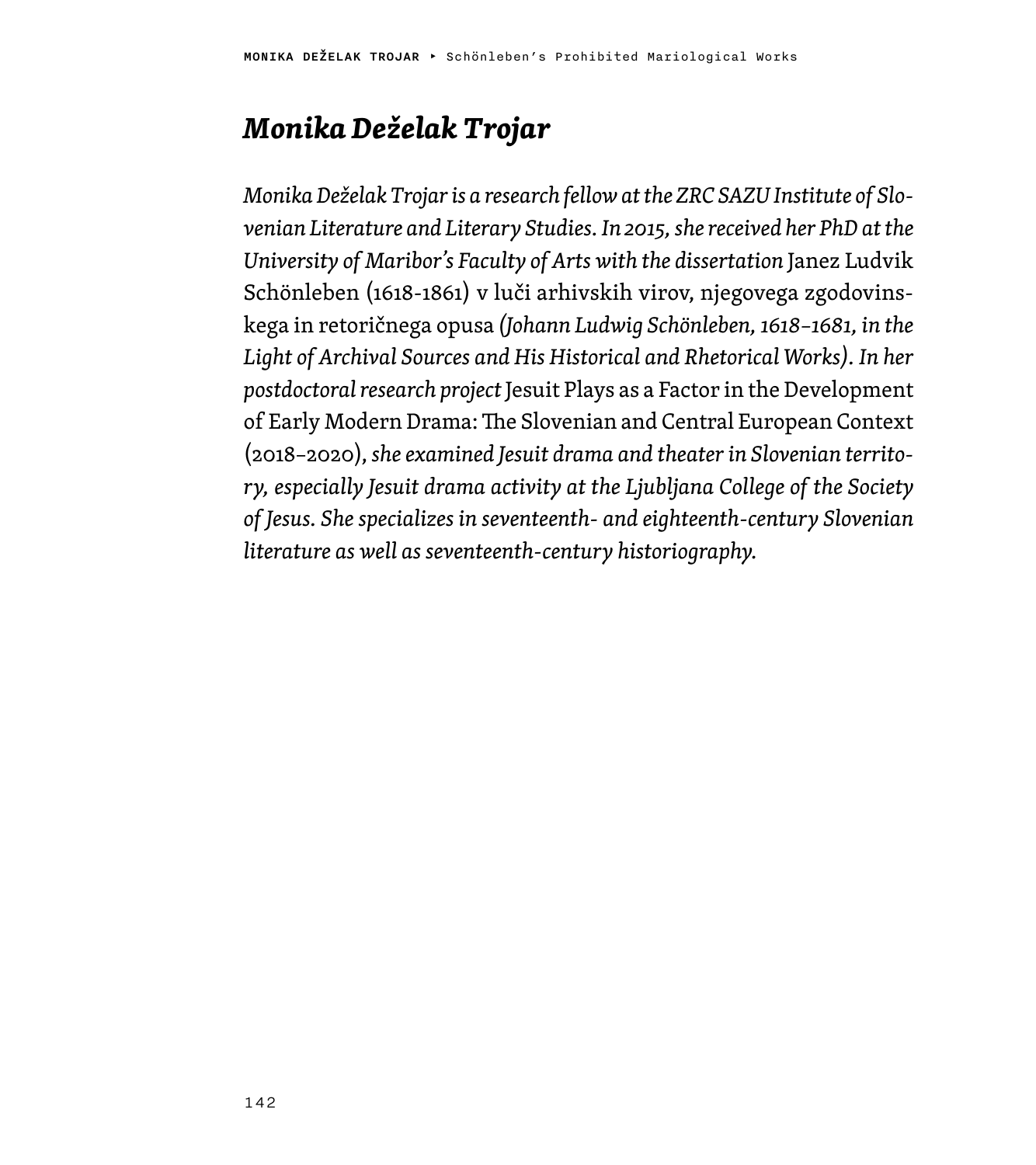## *Monika Deželak Trojar*

*Monika Deželak Trojar is a research fellow at the ZRC SAZU Institute of Slovenian Literature and Literary Studies. In 2015, she received her PhD at the University of Maribor's Faculty of Arts with the dissertation* Janez Ludvik Schönleben (1618-1861) v luči arhivskih virov, njegovega zgodovinskega in retoričnega opusa *(Johann Ludwig Schönleben, 1618–1681, in the Light of Archival Sources and His Historical and Rhetorical Works). In her postdoctoral research project* Jesuit Plays as a Factor in the Development of Early Modern Drama: The Slovenian and Central European Context (2018–2020), *she examined Jesuit drama and theater in Slovenian territory, especially Jesuit drama activity at the Ljubljana College of the Society of Jesus. She specializes in seventeenth- and eighteenth-century Slovenian literature as well as seventeenth-century historiography.*